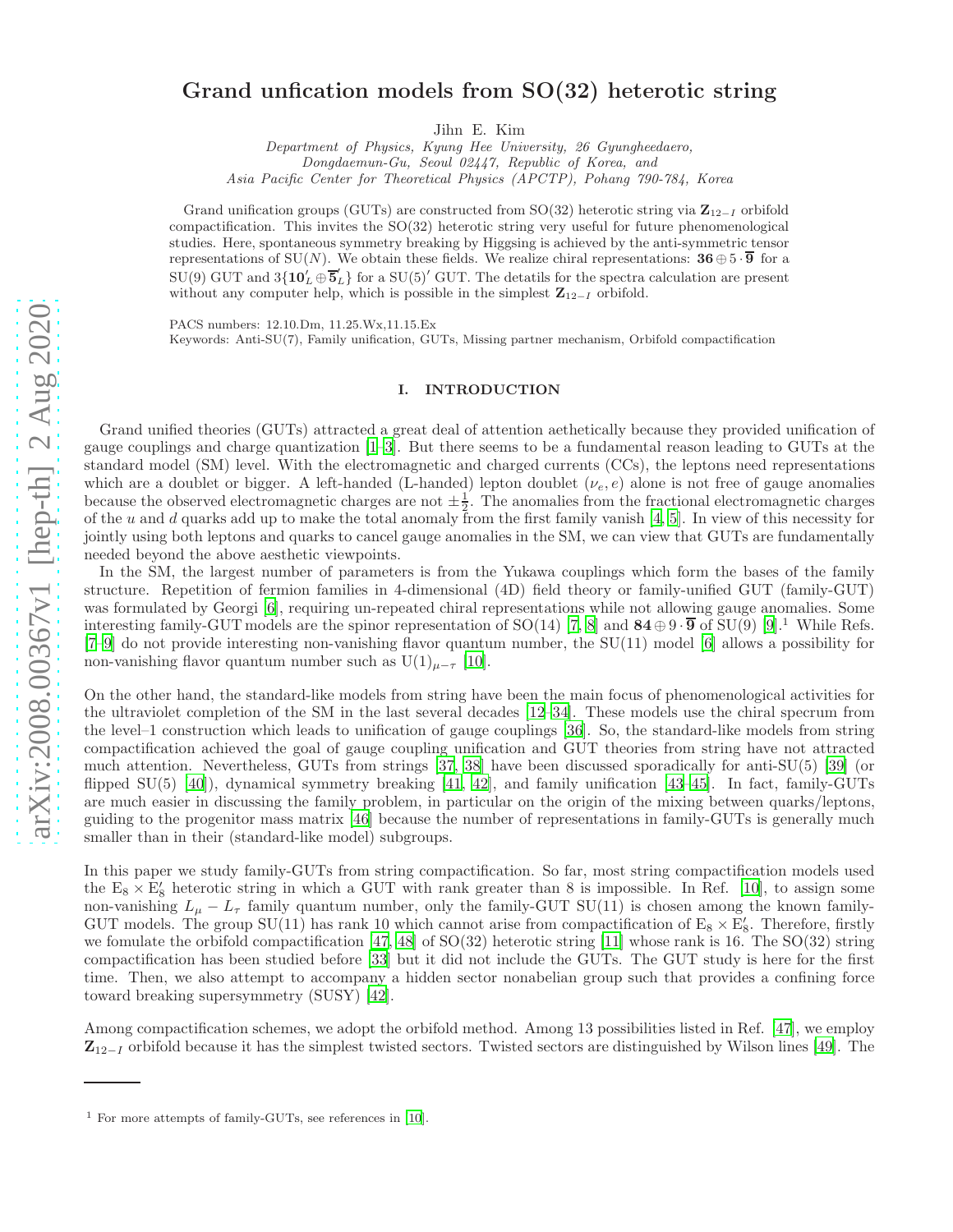# Grand unfication models from SO(32) heterotic string

Jihn E. Kim

*Department of Physics, Kyung Hee University, 26 Gyungheedaero, Dongdaemun-Gu, Seoul 02447, Republic of Korea, and Asia Pacific Center for Theoretical Physics (APCTP), Pohang 790-784, Korea*

Grand unification groups (GUTs) are constructed from SO(32) heterotic string via $\mathbf{Z}_{12-I}$ orbifold compactification. This invites the SO(32) heterotic string very useful for future phenomenological studies. Here, spontaneous symmetry breaking by Higgsing is achieved by the anti-symmetric tensor representations of SU($N$). We obtain these fields. We realize chiral representations: $\mathbf{36} \oplus 5 \cdot \overline{\mathbf{9}}$ for a SU(9) GUT and $3\{\mathbf{10}'_L \oplus \overline{\mathbf{5}}'_L\}$ for a SU(5)$'$ GUT. The detatils for the spectra calculation are present without any computer help, which is possible in the simplest $\mathbf{Z}_{12-I}$ orbifold.

PACS numbers: 12.10.Dm, 11.25.Wx,11.15.Ex

Keywords: Anti-SU(7), Family unification, GUTs, Missing partner mechanism, Orbifold compactification

## I. INTRODUCTION

Grand unified theories (GUTs) attracted a great deal of attention aethetically because they provided unification of gauge couplings and charge quantization [1–3]. But there seems to be a fundamental reason leading to GUTs at the standard model (SM) level. With the electromagnetic and charged currents (CCs), the leptons need representations which are a doublet or bigger. A left-handed (L-handed) lepton doublet $(\nu_e, e)$ alone is not free of gauge anomalies because the observed electromagnetic charges are not $\pm\frac{1}{2}$. The anomalies from the fractional electromagnetic charges of the $u$ and $d$ quarks add up to make the total anomaly from the first family vanish [4, 5]. In view of this necessity for jointly using both leptons and quarks to cancel gauge anomalies in the SM, we can view that GUTs are fundamentally needed beyond the above aesthetic viewpoints.

In the SM, the largest number of parameters is from the Yukawa couplings which form the bases of the family structure. Repetition of fermion families in 4-dimensional (4D) field theory or family-unified GUT (family-GUT) was formulated by Georgi [6], requiring un-repeated chiral representations while not allowing gauge anomalies. Some interesting family-GUT models are the spinor representation of SO(14) [7, 8] and $\mathbf{84} \oplus 9 \cdot \overline{\mathbf{9}}$ of SU(9) [9].[1] While Refs. [7–9] do not provide interesting non-vanishing flavor quantum number, the SU(11) model [6] allows a possibility for non-vanishing flavor quantum number such as U(1)$_{\mu-\tau}$ [10].

On the other hand, the standard-like models from string have been the main focus of phenomenological activities for the ultraviolet completion of the SM in the last several decades [12–34]. These models use the chiral specrum from the level–1 construction which leads to unification of gauge couplings [36]. So, the standard-like models from string compactification achieved the goal of gauge coupling unification and GUT theories from string have not attracted much attention. Nevertheless, GUTs from strings [37, 38] have been discussed sporadically for anti-SU(5) [39] (or flipped SU(5) [40]), dynamical symmetry breaking [41, 42], and family unification [43–45]. In fact, family-GUTs are much easier in discussing the family problem, in particular on the origin of the mixing between quarks/leptons, guiding to the progenitor mass matrix [46] because the number of representations in family-GUTs is generally much smaller than in their (standard-like model) subgroups.

In this paper we study family-GUTs from string compactification. So far, most string compactification models used the $\mathrm{E}_8 \times \mathrm{E}'_8$ heterotic string in which a GUT with rank greater than 8 is impossible. In Ref. [10], to assign some non-vanishing $L_\mu - L_\tau$ family quantum number, only the family-GUT SU(11) is chosen among the known family-GUT models. The group SU(11) has rank 10 which cannot arise from compactification of $\mathrm{E}_8 \times \mathrm{E}'_8$. Therefore, firstly we fomulate the orbifold compactification [47, 48] of SO(32) heterotic string [11] whose rank is 16. The SO(32) string compactification has been studied before [33] but it did not include the GUTs. The GUT study is here for the first time. Then, we also attempt to accompany a hidden sector nonabelian group such that provides a confining force toward breaking supersymmetry (SUSY) [42].

Among compactification schemes, we adopt the orbifold method. Among 13 possibilities listed in Ref. [47], we employ $\mathbf{Z}_{12-I}$ orbifold because it has the simplest twisted sectors. Twisted sectors are distinguished by Wilson lines [49]. The

---

[1] For more attempts of family-GUTs, see references in [10].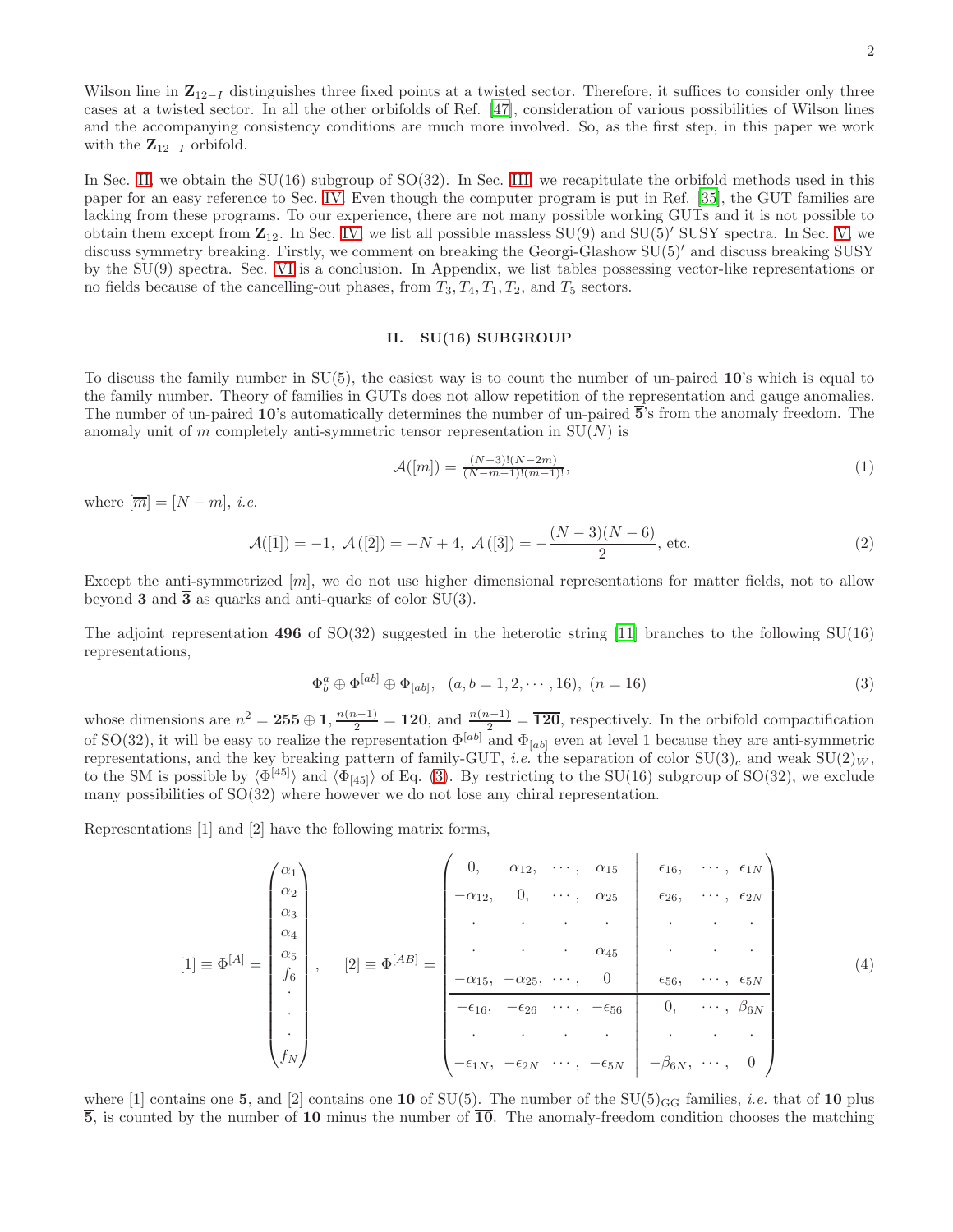Wilson line in $\mathbf{Z}_{12-I}$ distinguishes three fixed points at a twisted sector. Therefore, it suffices to consider only three cases at a twisted sector. In all the other orbifolds of Ref. [47], consideration of various possibilities of Wilson lines and the accompanying consistency conditions are much more involved. So, as the first step, in this paper we work with the $\mathbf{Z}_{12-I}$ orbifold.

In Sec. II, we obtain the SU(16) subgroup of SO(32). In Sec. III, we recapitulate the orbifold methods used in this paper for an easy reference to Sec. IV. Even though the computer program is put in Ref. [35], the GUT families are lacking from these programs. To our experience, there are not many possible working GUTs and it is not possible to obtain them except from $\mathbf{Z}_{12}$. In Sec. IV, we list all possible massless SU(9) and SU(5)$'$ SUSY spectra. In Sec. V, we discuss symmetry breaking. Firstly, we comment on breaking the Georgi-Glashow SU(5)$'$ and discuss breaking SUSY by the SU(9) spectra. Sec. VI is a conclusion. In Appendix, we list tables possessing vector-like representations or no fields because of the cancelling-out phases, from $T_3, T_4, T_1, T_2$, and $T_5$ sectors.

## II. SU(16) SUBGROUP

To discuss the family number in SU(5), the easiest way is to count the number of un-paired $\mathbf{10}$'s which is equal to the family number. Theory of families in GUTs does not allow repetition of the representation and gauge anomalies. The number of un-paired $\mathbf{10}$'s automatically determines the number of un-paired $\overline{\mathbf{5}}$'s from the anomaly freedom. The anomaly unit of $m$ completely anti-symmetric tensor representation in SU($N$) is

$$
\mathcal{A}([m]) = \frac{(N-3)!(N-2m)}{(N-m-1)!(m-1)!}, \tag{1}
$$

where $[\overline{m}] = [N-m]$, *i.e.*

$$
\mathcal{A}([\bar{1}]) = -1,\ \mathcal{A}([\bar{2}]) = -N+4,\ \mathcal{A}([\bar{3}]) = -\frac{(N-3)(N-6)}{2}, \text{ etc.} \tag{2}
$$

Except the anti-symmetrized $[m]$, we do not use higher dimensional representations for matter fields, not to allow beyond $\mathbf{3}$ and $\overline{\mathbf{3}}$ as quarks and anti-quarks of color SU(3).

The adjoint representation $\mathbf{496}$ of SO(32) suggested in the heterotic string [11] branches to the following SU(16) representations,

$$
\Phi^a_b \oplus \Phi^{[ab]} \oplus \Phi_{[ab]},\quad (a, b = 1, 2, \cdots, 16),\ (n = 16) \tag{3}
$$

whose dimensions are $n^2 = \mathbf{255} \oplus \mathbf{1}$, $\frac{n(n-1)}{2} = \mathbf{120}$, and $\frac{n(n-1)}{2} = \overline{\mathbf{120}}$, respectively. In the orbifold compactification of SO(32), it will be easy to realize the representation $\Phi^{[ab]}$ and $\Phi_{[ab]}$ even at level 1 because they are anti-symmetric representations, and the key breaking pattern of family-GUT, *i.e.* the separation of color SU(3)$_c$ and weak SU(2)$_W$, to the SM is possible by $\langle \Phi^{[45]} \rangle$ and $\langle \Phi_{[45]} \rangle$ of Eq. (3). By restricting to the SU(16) subgroup of SO(32), we exclude many possibilities of SO(32) where however we do not lose any chiral representation.

Representations [1] and [2] have the following matrix forms,

$$
[1] \equiv \Phi^{[A]} = \begin{pmatrix} \alpha_1 \\ \alpha_2 \\ \alpha_3 \\ \alpha_4 \\ \alpha_5 \\ f_6 \\ \cdot \\ \cdot \\ \cdot \\ f_N \end{pmatrix}, \quad [2] \equiv \Phi^{[AB]} = \left(\begin{array}{cccc|ccc} 0, & \alpha_{12}, & \cdots, & \alpha_{15} & \epsilon_{16}, & \cdots, & \epsilon_{1N} \\ -\alpha_{12}, & 0, & \cdots, & \alpha_{25} & \epsilon_{26}, & \cdots, & \epsilon_{2N} \\ \cdot & \cdot & \cdot & \cdot & \cdot & \cdot & \cdot \\ \cdot & \cdot & \cdot & \alpha_{45} & \cdot & \cdot & \cdot \\ -\alpha_{15}, & -\alpha_{25}, & \cdots, & 0 & \epsilon_{56}, & \cdots, & \epsilon_{5N} \\ \hline -\epsilon_{16}, & -\epsilon_{26} & \cdots, & -\epsilon_{56} & 0, & \cdots, & \beta_{6N} \\ \cdot & \cdot & \cdot & \cdot & \cdot & \cdot & \cdot \\ -\epsilon_{1N}, & -\epsilon_{2N} & \cdots, & -\epsilon_{5N} & -\beta_{6N}, & \cdots, & 0 \end{array}\right) \tag{4}
$$

where [1] contains one $\mathbf{5}$, and [2] contains one $\mathbf{10}$ of SU(5). The number of the SU(5)$_{\rm GG}$ families, *i.e.* that of $\mathbf{10}$ plus $\overline{\mathbf{5}}$, is counted by the number of $\mathbf{10}$ minus the number of $\overline{\mathbf{10}}$. The anomaly-freedom condition chooses the matching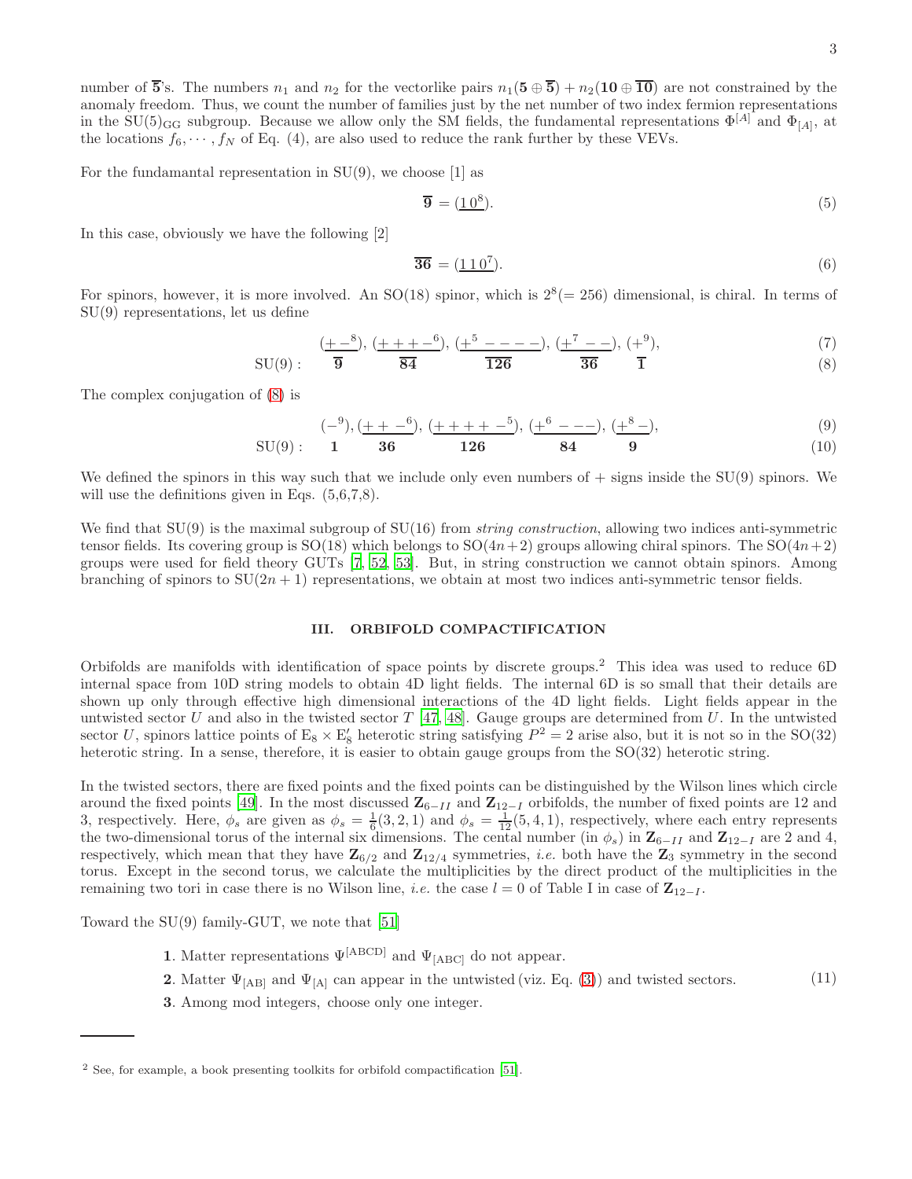number of $\overline{\bf 5}$'s. The numbers $n_1$ and $n_2$ for the vectorlike pairs $n_1({\bf 5}\oplus\overline{\bf 5})+n_2({\bf 10}\oplus\overline{\bf 10})$ are not constrained by the anomaly freedom. Thus, we count the number of families just by the net number of two index fermion representations in the SU(5)$_{\rm GG}$ subgroup. Because we allow only the SM fields, the fundamental representations $\Phi^{[A]}$ and $\Phi_{[A]}$, at the locations $f_6,\cdots,f_N$ of Eq. (4), are also used to reduce the rank further by these VEVs.

For the fundamantal representation in SU(9), we choose [1] as

$$\overline{\bf 9} = (\underline{1\,0^8}). \tag{5}$$

In this case, obviously we have the following [2]

$$\overline{\bf 36} = (\underline{1\,1\,0^7}). \tag{6}$$

For spinors, however, it is more involved. An SO(18) spinor, which is $2^8(=256)$ dimensional, is chiral. In terms of SU(9) representations, let us define

$$(\underline{+\,-^8}),\ (\underline{+++-^6}),\ (\underline{+^5\,----}),\ (\underline{+^7\,--}),\ (+^9), \tag{7}$$

$$\text{SU(9)}:\quad \overline{\bf 9}\qquad \overline{\bf 84}\qquad \overline{\bf 126}\qquad \overline{\bf 36}\qquad \overline{\bf 1} \tag{8}$$

The complex conjugation of (8) is

$$(-^9),\ (\underline{++\,-^6}),\ (\underline{++++\,-^5}),\ (\underline{+^6\,---}),\ (\underline{+^8\,-}), \tag{9}$$

$$\text{SU(9)}:\quad {\bf 1}\qquad {\bf 36}\qquad {\bf 126}\qquad {\bf 84}\qquad {\bf 9} \tag{10}$$

We defined the spinors in this way such that we include only even numbers of + signs inside the SU(9) spinors. We will use the definitions given in Eqs. (5,6,7,8).

We find that SU(9) is the maximal subgroup of SU(16) from *string construction*, allowing two indices anti-symmetric tensor fields. Its covering group is SO(18) which belongs to SO($4n+2$) groups allowing chiral spinors. The SO($4n+2$) groups were used for field theory GUTs [7, 52, 53]. But, in string construction we cannot obtain spinors. Among branching of spinors to SU($2n+1$) representations, we obtain at most two indices anti-symmetric tensor fields.

## III. ORBIFOLD COMPACTIFICATION

Orbifolds are manifolds with identification of space points by discrete groups.[2] This idea was used to reduce 6D internal space from 10D string models to obtain 4D light fields. The internal 6D is so small that their details are shown up only through effective high dimensional interactions of the 4D light fields. Light fields appear in the untwisted sector $U$ and also in the twisted sector $T$ [47, 48]. Gauge groups are determined from $U$. In the untwisted sector $U$, spinors lattice points of E$_8\times$E$_8'$ heterotic string satisfying $P^2=2$ arise also, but it is not so in the SO(32) heterotic string. In a sense, therefore, it is easier to obtain gauge groups from the SO(32) heterotic string.

In the twisted sectors, there are fixed points and the fixed points can be distinguished by the Wilson lines which circle around the fixed points [49]. In the most discussed ${\bf Z}_{6-II}$ and ${\bf Z}_{12-I}$ orbifolds, the number of fixed points are 12 and 3, respectively. Here, $\phi_s$ are given as $\phi_s=\frac{1}{6}(3,2,1)$ and $\phi_s=\frac{1}{12}(5,4,1)$, respectively, where each entry represents the two-dimensional torus of the internal six dimensions. The cental number (in $\phi_s$) in ${\bf Z}_{6-II}$ and ${\bf Z}_{12-I}$ are 2 and 4, respectively, which mean that they have ${\bf Z}_{6/2}$ and ${\bf Z}_{12/4}$ symmetries, *i.e.* both have the ${\bf Z}_3$ symmetry in the second torus. Except in the second torus, we calculate the multiplicities by the direct product of the multiplicities in the remaining two tori in case there is no Wilson line, *i.e.* the case $l=0$ of Table I in case of ${\bf Z}_{12-I}$.

Toward the SU(9) family-GUT, we note that [51]

$$
\begin{aligned}
&\textbf{1}.\ \text{Matter representations } \Psi^{[\rm ABCD]} \text{ and } \Psi_{[\rm ABC]} \text{ do not appear.}\\
&\textbf{2}.\ \text{Matter } \Psi_{[\rm AB]} \text{ and } \Psi_{[\rm A]} \text{ can appear in the untwisted (viz. Eq. (3)) and twisted sectors.}\\
&\textbf{3}.\ \text{Among mod integers, choose only one integer.}
\end{aligned}
\tag{11}
$$

[2] See, for example, a book presenting toolkits for orbifold compactification [51].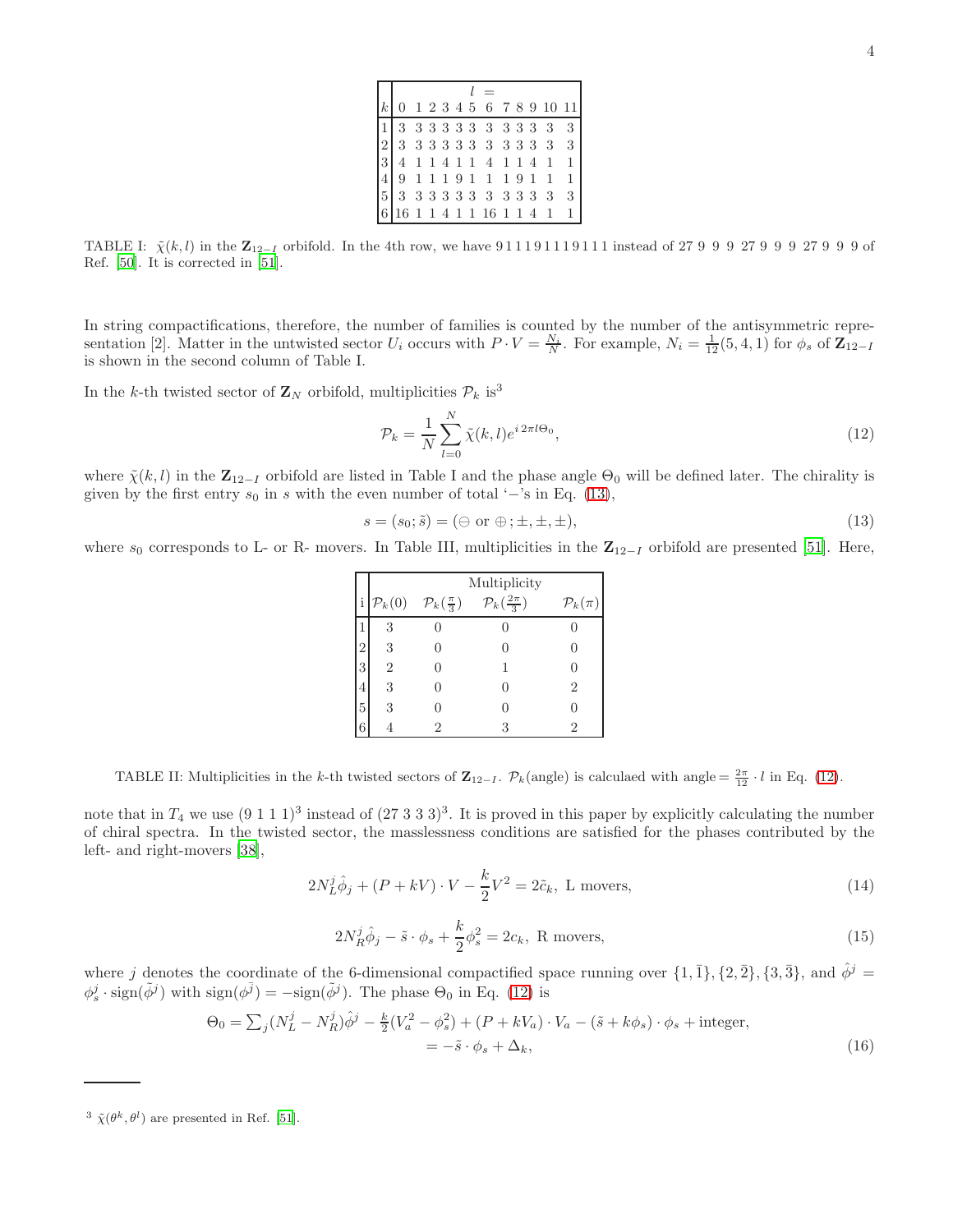| $k$ | $l=$ 0 | 1 | 2 | 3 | 4 | 5 | 6 | 7 | 8 | 9 | 10 | 11 |
|---|---|---|---|---|---|---|---|---|---|---|---|---|
| 1 | 3 | 3 | 3 | 3 | 3 | 3 | 3 | 3 | 3 | 3 | 3 | 3 |
| 2 | 3 | 3 | 3 | 3 | 3 | 3 | 3 | 3 | 3 | 3 | 3 | 3 |
| 3 | 4 | 1 | 1 | 4 | 1 | 1 | 4 | 1 | 1 | 4 | 1 | 1 |
| 4 | 9 | 1 | 1 | 1 | 9 | 1 | 1 | 1 | 9 | 1 | 1 | 1 |
| 5 | 3 | 3 | 3 | 3 | 3 | 3 | 3 | 3 | 3 | 3 | 3 | 3 |
| 6 | 16 | 1 | 1 | 4 | 1 | 1 | 16 | 1 | 1 | 4 | 1 | 1 |

TABLE I: $\tilde{\chi}(k,l)$ in the $\mathbf{Z}_{12-I}$ orbifold. In the 4th row, we have 9 1 1 1 9 1 1 1 9 1 1 1 instead of 27 9 9 9 27 9 9 9 27 9 9 9 of Ref. [50]. It is corrected in [51].

In string compactifications, therefore, the number of families is counted by the number of the antisymmetric representation [2]. Matter in the untwisted sector $U_i$ occurs with $P\cdot V = \frac{N_i}{N}$. For example, $N_i = \frac{1}{12}(5,4,1)$ for $\phi_s$ of $\mathbf{Z}_{12-I}$ is shown in the second column of Table I.

In the $k$-th twisted sector of $\mathbf{Z}_N$ orbifold, multiplicities $\mathcal{P}_k$ is[3]

$$\mathcal{P}_k = \frac{1}{N}\sum_{l=0}^{N}\tilde{\chi}(k,l)e^{i\,2\pi l\Theta_0}, \tag{12}$$

where $\tilde{\chi}(k,l)$ in the $\mathbf{Z}_{12-I}$ orbifold are listed in Table I and the phase angle $\Theta_0$ will be defined later. The chirality is given by the first entry $s_0$ in $s$ with the even number of total '$-$'s in Eq. (13),

$$s = (s_0;\tilde{s}) = (\ominus \text{ or } \oplus;\pm,\pm,\pm), \tag{13}$$

where $s_0$ corresponds to L- or R- movers. In Table III, multiplicities in the $\mathbf{Z}_{12-I}$ orbifold are presented [51]. Here,

| i | Multiplicity $\mathcal{P}_k(0)$ | $\mathcal{P}_k(\frac{\pi}{3})$ | $\mathcal{P}_k(\frac{2\pi}{3})$ | $\mathcal{P}_k(\pi)$ |
|---|---|---|---|---|
| 1 | 3 | 0 | 0 | 0 |
| 2 | 3 | 0 | 0 | 0 |
| 3 | 2 | 0 | 1 | 0 |
| 4 | 3 | 0 | 0 | 2 |
| 5 | 3 | 0 | 0 | 0 |
| 6 | 4 | 2 | 3 | 2 |

TABLE II: Multiplicities in the $k$-th twisted sectors of $\mathbf{Z}_{12-I}$. $\mathcal{P}_k$(angle) is calculaed with angle$=\frac{2\pi}{12}\cdot l$ in Eq. (12).

note that in $T_4$ we use $(9\ 1\ 1\ 1)^3$ instead of $(27\ 3\ 3\ 3)^3$. It is proved in this paper by explicitly calculating the number of chiral spectra. In the twisted sector, the masslessness conditions are satisfied for the phases contributed by the left- and right-movers [38],

$$2N_L^j\hat{\phi}_j + (P+kV)\cdot V - \frac{k}{2}V^2 = 2\tilde{c}_k,\ \text{L movers}, \tag{14}$$

$$2N_R^j\hat{\phi}_j - \tilde{s}\cdot\phi_s + \frac{k}{2}\phi_s^2 = 2c_k,\ \text{R movers}, \tag{15}$$

where $j$ denotes the coordinate of the 6-dimensional compactified space running over $\{1,\bar{1}\},\{2,\bar{2}\},\{3,\bar{3}\}$, and $\hat{\phi}^j = \phi_s^j\cdot\text{sign}(\tilde{\phi}^j)$ with $\text{sign}(\tilde{\phi}^{\bar{j}}) = -\text{sign}(\tilde{\phi}^j)$. The phase $\Theta_0$ in Eq. (12) is

$$\begin{aligned}\Theta_0 &= \textstyle\sum_j(N_L^j - N_R^j)\hat{\phi}^j - \frac{k}{2}(V_a^2-\phi_s^2) + (P+kV_a)\cdot V_a - (\tilde{s}+k\phi_s)\cdot\phi_s + \text{integer},\\ &= -\tilde{s}\cdot\phi_s + \Delta_k,\end{aligned} \tag{16}$$

[3] $\tilde{\chi}(\theta^k,\theta^l)$ are presented in Ref. [51].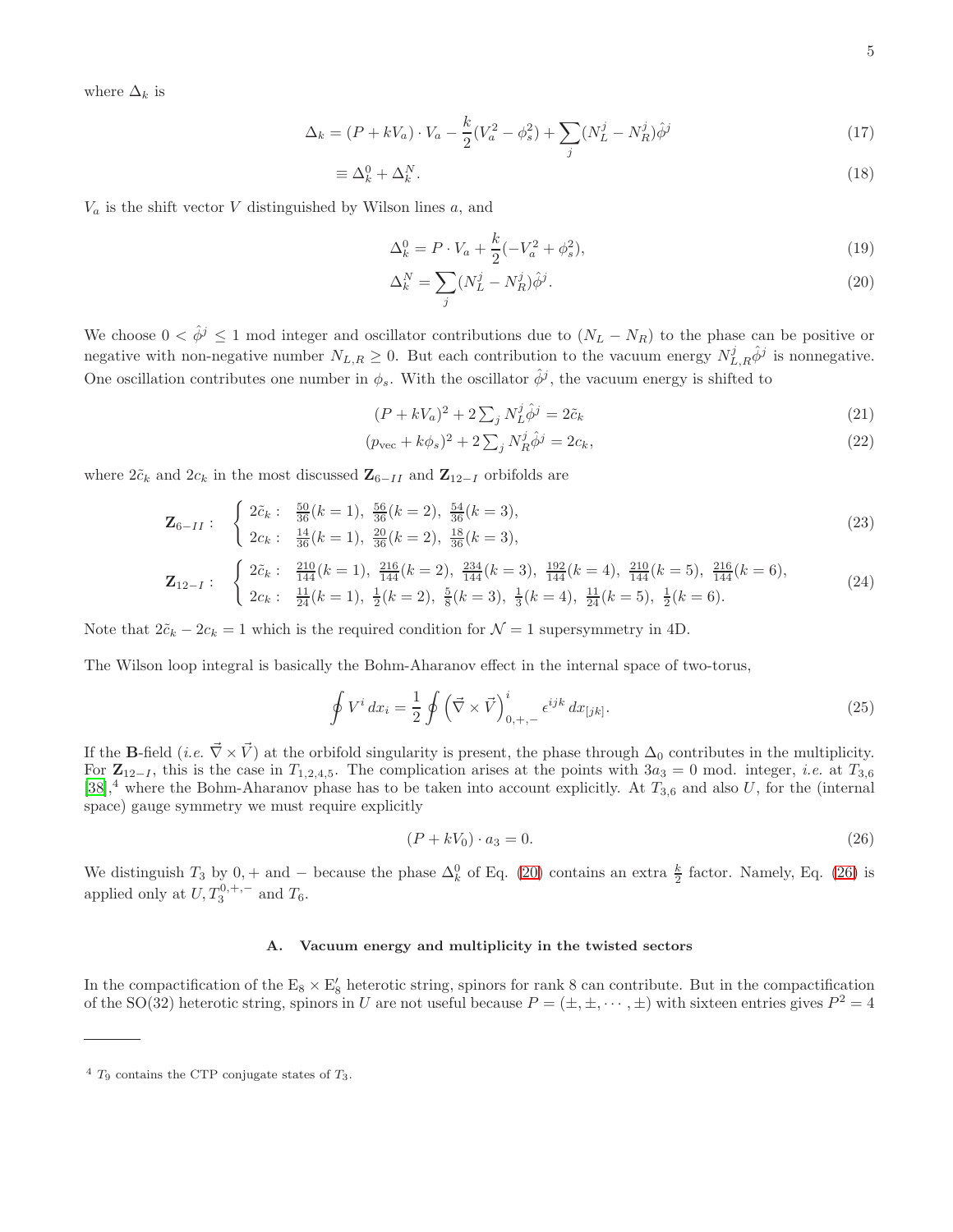where $\Delta_k$ is

$$\Delta_k = (P + kV_a) \cdot V_a - \frac{k}{2}(V_a^2 - \phi_s^2) + \sum_j (N_L^j - N_R^j)\hat{\phi}^j \tag{17}$$

$$\equiv \Delta_k^0 + \Delta_k^N. \tag{18}$$

$V_a$ is the shift vector $V$ distinguished by Wilson lines $a$, and

$$\Delta_k^0 = P \cdot V_a + \frac{k}{2}(-V_a^2 + \phi_s^2), \tag{19}$$

$$\Delta_k^N = \sum_j (N_L^j - N_R^j)\hat{\phi}^j. \tag{20}$$

We choose $0 < \hat{\phi}^j \le 1$ mod integer and oscillator contributions due to $(N_L - N_R)$ to the phase can be positive or negative with non-negative number $N_{L,R} \ge 0$. But each contribution to the vacuum energy $N_{L,R}^j \hat{\phi}^j$ is nonnegative. One oscillation contributes one number in $\phi_s$. With the oscillator $\hat{\phi}^j$, the vacuum energy is shifted to

$$(P + kV_a)^2 + 2\textstyle\sum_j N_L^j \hat{\phi}^j = 2\tilde{c}_k \tag{21}$$

$$(p_{\rm vec} + k\phi_s)^2 + 2\textstyle\sum_j N_R^j \hat{\phi}^j = 2c_k, \tag{22}$$

where $2\tilde{c}_k$ and $2c_k$ in the most discussed $\mathbf{Z}_{6-II}$ and $\mathbf{Z}_{12-I}$ orbifolds are

$$\mathbf{Z}_{6-II}: \quad \begin{cases} 2\tilde{c}_k: \;\; \frac{50}{36}(k=1),\ \frac{56}{36}(k=2),\ \frac{54}{36}(k=3), \\ 2c_k: \;\; \frac{14}{36}(k=1),\ \frac{20}{36}(k=2),\ \frac{18}{36}(k=3), \end{cases} \tag{23}$$

$$\mathbf{Z}_{12-I}: \quad \begin{cases} 2\tilde{c}_k: \;\; \frac{210}{144}(k=1),\ \frac{216}{144}(k=2),\ \frac{234}{144}(k=3),\ \frac{192}{144}(k=4),\ \frac{210}{144}(k=5),\ \frac{216}{144}(k=6), \\ 2c_k: \;\; \frac{11}{24}(k=1),\ \frac{1}{2}(k=2),\ \frac{5}{8}(k=3),\ \frac{1}{3}(k=4),\ \frac{11}{24}(k=5),\ \frac{1}{2}(k=6). \end{cases} \tag{24}$$

Note that $2\tilde{c}_k - 2c_k = 1$ which is the required condition for $\mathcal{N}=1$ supersymmetry in 4D.

The Wilson loop integral is basically the Bohm-Aharanov effect in the internal space of two-torus,

$$\oint V^i\, dx_i = \frac{1}{2}\oint \left(\vec{\nabla} \times \vec{V}\right)^i_{0,+,-} \epsilon^{ijk}\, dx_{[jk]}. \tag{25}$$

If the **B**-field (*i.e.* $\vec{\nabla} \times \vec{V}$) at the orbifold singularity is present, the phase through $\Delta_0$ contributes in the multiplicity. For $\mathbf{Z}_{12-I}$, this is the case in $T_{1,2,4,5}$. The complication arises at the points with $3a_3 = 0$ mod. integer, *i.e.* at $T_{3,6}$ [38],[4] where the Bohm-Aharanov phase has to be taken into account explicitly. At $T_{3,6}$ and also $U$, for the (internal space) gauge symmetry we must require explicitly

$$(P + kV_0) \cdot a_3 = 0. \tag{26}$$

We distinguish $T_3$ by $0, +$ and $-$ because the phase $\Delta_k^0$ of Eq. (20) contains an extra $\frac{k}{2}$ factor. Namely, Eq. (26) is applied only at $U, T_3^{0,+,-}$ and $T_6$.

### A. Vacuum energy and multiplicity in the twisted sectors

In the compactification of the $\mathrm{E}_8 \times \mathrm{E}_8'$ heterotic string, spinors for rank 8 can contribute. But in the compactification of the SO(32) heterotic string, spinors in $U$ are not useful because $P = (\pm, \pm, \cdots, \pm)$ with sixteen entries gives $P^2 = 4$

---

[4] $T_9$ contains the CTP conjugate states of $T_3$.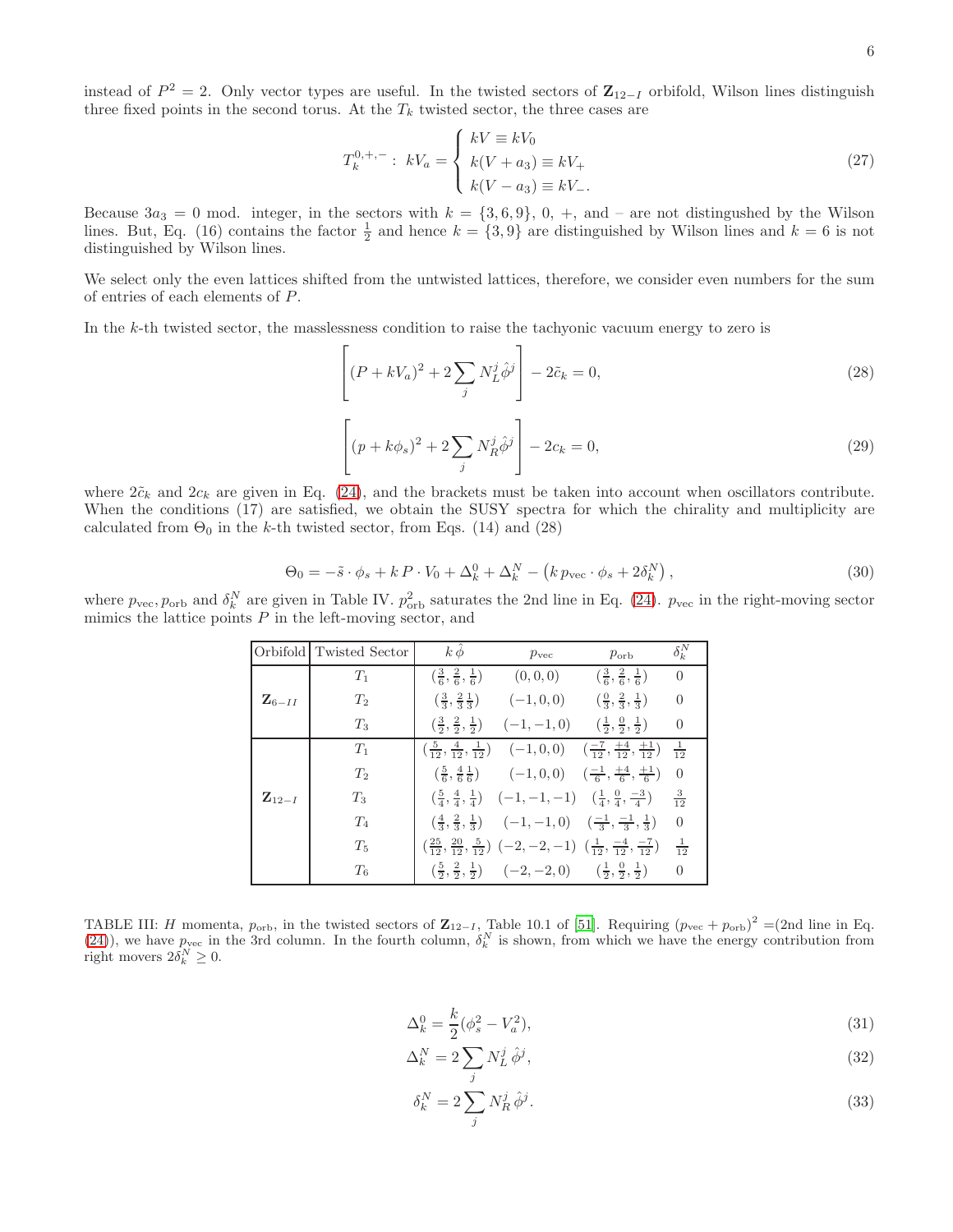instead of $P^2 = 2$. Only vector types are useful. In the twisted sectors of $\mathbf{Z}_{12-I}$ orbifold, Wilson lines distinguish three fixed points in the second torus. At the $T_k$ twisted sector, the three cases are

$$
T_k^{0,+,-}:\; kV_a = \begin{cases} kV \equiv kV_0 \\ k(V + a_3) \equiv kV_+ \\ k(V - a_3) \equiv kV_- . \end{cases} \tag{27}
$$

Because $3a_3 = 0$ mod. integer, in the sectors with $k = \{3, 6, 9\}$, 0, +, and − are not distinguished by the Wilson lines. But, Eq. (16) contains the factor $\frac{1}{2}$ and hence $k = \{3, 9\}$ are distinguished by Wilson lines and $k = 6$ is not distinguished by Wilson lines.

We select only the even lattices shifted from the untwisted lattices, therefore, we consider even numbers for the sum of entries of each elements of $P$.

In the $k$-th twisted sector, the masslessness condition to raise the tachyonic vacuum energy to zero is

$$
\left[ (P + kV_a)^2 + 2\sum_j N_L^j \hat{\phi}^j \right] - 2\tilde{c}_k = 0, \tag{28}
$$

$$
\left[ (p + k\phi_s)^2 + 2\sum_j N_R^j \hat{\phi}^j \right] - 2c_k = 0, \tag{29}
$$

where $2\tilde{c}_k$ and $2c_k$ are given in Eq. (24), and the brackets must be taken into account when oscillators contribute. When the conditions (17) are satisfied, we obtain the SUSY spectra for which the chirality and multiplicity are calculated from $\Theta_0$ in the $k$-th twisted sector, from Eqs. (14) and (28)

$$
\Theta_0 = -\tilde{s}\cdot\phi_s + k\,P\cdot V_0 + \Delta_k^0 + \Delta_k^N - \left( k\, p_{\rm vec}\cdot\phi_s + 2\delta_k^N \right), \tag{30}
$$

where $p_{\rm vec}, p_{\rm orb}$ and $\delta_k^N$ are given in Table IV. $p_{\rm orb}^2$ saturates the 2nd line in Eq. (24). $p_{\rm vec}$ in the right-moving sector mimics the lattice points $P$ in the left-moving sector, and

| Orbifold | Twisted Sector | $k\,\hat{\phi}$ | $p_{\rm vec}$ | $p_{\rm orb}$ | $\delta_k^N$ |
|---|---|---|---|---|---|
| $\mathbf{Z}_{6-II}$ | $T_1$ | $(\frac{3}{6}, \frac{2}{6}, \frac{1}{6})$ | $(0,0,0)$ | $(\frac{3}{6}, \frac{2}{6}, \frac{1}{6})$ | 0 |
| | $T_2$ | $(\frac{3}{3}, \frac{2}{3}\frac{1}{3})$ | $(-1,0,0)$ | $(\frac{0}{3}, \frac{2}{3}, \frac{1}{3})$ | 0 |
| | $T_3$ | $(\frac{3}{2}, \frac{2}{2}, \frac{1}{2})$ | $(-1,-1,0)$ | $(\frac{1}{2}, \frac{0}{2}, \frac{1}{2})$ | 0 |
| $\mathbf{Z}_{12-I}$ | $T_1$ | $(\frac{5}{12}, \frac{4}{12}, \frac{1}{12})$ | $(-1,0,0)$ | $(\frac{-7}{12}, \frac{+4}{12}, \frac{+1}{12})$ | $\frac{1}{12}$ |
| | $T_2$ | $(\frac{5}{6}, \frac{4}{6}\frac{1}{6})$ | $(-1,0,0)$ | $(\frac{-1}{6}, \frac{+4}{6}, \frac{+1}{6})$ | 0 |
| | $T_3$ | $(\frac{5}{4}, \frac{4}{4}, \frac{1}{4})$ | $(-1,-1,-1)$ | $(\frac{1}{4}, \frac{0}{4}, \frac{-3}{4})$ | $\frac{3}{12}$ |
| | $T_4$ | $(\frac{4}{3}, \frac{2}{3}, \frac{1}{3})$ | $(-1,-1,0)$ | $(\frac{-1}{3}, \frac{-1}{3}, \frac{1}{3})$ | 0 |
| | $T_5$ | $(\frac{25}{12}, \frac{20}{12}, \frac{5}{12})$ | $(-2,-2,-1)$ | $(\frac{1}{12}, \frac{-4}{12}, \frac{-7}{12})$ | $\frac{1}{12}$ |
| | $T_6$ | $(\frac{5}{2}, \frac{2}{2}, \frac{1}{2})$ | $(-2,-2,0)$ | $(\frac{1}{2}, \frac{0}{2}, \frac{1}{2})$ | 0 |

TABLE III: $H$ momenta, $p_{\rm orb}$, in the twisted sectors of $\mathbf{Z}_{12-I}$, Table 10.1 of [51]. Requiring $(p_{\rm vec} + p_{\rm orb})^2$ =(2nd line in Eq. (24)), we have $p_{\rm vec}$ in the 3rd column. In the fourth column, $\delta_k^N$ is shown, from which we have the energy contribution from right movers $2\delta_k^N \geq 0$.

$$
\Delta_k^0 = \frac{k}{2}(\phi_s^2 - V_a^2), \tag{31}
$$

$$
\Delta_k^N = 2\sum_j N_L^j\,\hat{\phi}^j, \tag{32}
$$

$$
\delta_k^N = 2\sum_j N_R^j\,\hat{\phi}^j. \tag{33}
$$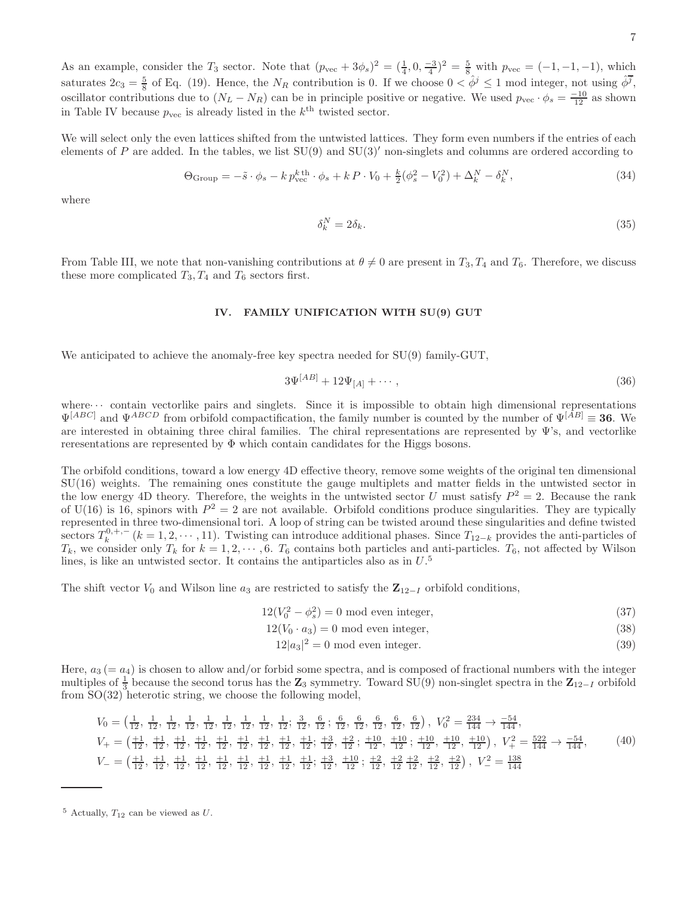As an example, consider the $T_3$ sector. Note that $(p_{\rm vec}+3\phi_s)^2=(\frac14,0,\frac{-3}{4})^2=\frac58$ with $p_{\rm vec}=(-1,-1,-1)$, which saturates $2c_3=\frac58$ of Eq. (19). Hence, the $N_R$ contribution is 0. If we choose $0<\hat\phi^j\le 1$ mod integer, not using $\hat\phi^{\overline{j}}$, oscillator contributions due to $(N_L-N_R)$ can be in principle positive or negative. We used $p_{\rm vec}\cdot\phi_s=\frac{-10}{12}$ as shown in Table IV because $p_{\rm vec}$ is already listed in the $k^{\rm th}$ twisted sector.

We will select only the even lattices shifted from the untwisted lattices. They form even numbers if the entries of each elements of $P$ are added. In the tables, we list SU(9) and SU(3)$'$ non-singlets and columns are ordered according to

$$\Theta_{\rm Group}=-\tilde s\cdot\phi_s-k\,p_{\rm vec}^{k\,{\rm th}}\cdot\phi_s+k\,P\cdot V_0+\tfrac{k}{2}(\phi_s^2-V_0^2)+\Delta_k^N-\delta_k^N, \tag{34}$$

where

$$\delta_k^N=2\delta_k. \tag{35}$$

From Table III, we note that non-vanishing contributions at $\theta\neq 0$ are present in $T_3,T_4$ and $T_6$. Therefore, we discuss these more complicated $T_3,T_4$ and $T_6$ sectors first.

## IV. FAMILY UNIFICATION WITH SU(9) GUT

We anticipated to achieve the anomaly-free key spectra needed for SU(9) family-GUT,

$$3\Psi^{[AB]}+12\Psi_{[A]}+\cdots, \tag{36}$$

where$\cdots$ contain vectorlike pairs and singlets. Since it is impossible to obtain high dimensional representations $\Psi^{[ABC]}$ and $\Psi^{ABCD}$ from orbifold compactification, the family number is counted by the number of $\Psi^{[AB]}\equiv\mathbf{36}$. We are interested in obtaining three chiral families. The chiral representations are represented by $\Psi$'s, and vectorlike reresentations are represented by $\Phi$ which contain candidates for the Higgs bosons.

The orbifold conditions, toward a low energy 4D effective theory, remove some weights of the original ten dimensional SU(16) weights. The remaining ones constitute the gauge multiplets and matter fields in the untwisted sector in the low energy 4D theory. Therefore, the weights in the untwisted sector $U$ must satisfy $P^2=2$. Because the rank of U(16) is 16, spinors with $P^2=2$ are not available. Orbifold conditions produce singularities. They are typically represented in three two-dimensional tori. A loop of string can be twisted around these singularities and define twisted sectors $T_k^{0,+,-}$ $(k=1,2,\cdots,11)$. Twisting can introduce additional phases. Since $T_{12-k}$ provides the anti-particles of $T_k$, we consider only $T_k$ for $k=1,2,\cdots,6$. $T_6$ contains both particles and anti-particles. $T_6$, not affected by Wilson lines, is like an untwisted sector. It contains the antiparticles also as in $U$.[5]

The shift vector $V_0$ and Wilson line $a_3$ are restricted to satisfy the $\mathbf{Z}_{12-I}$ orbifold conditions,

$$12(V_0^2-\phi_s^2)=0 \text{ mod even integer}, \tag{37}$$

$$12(V_0\cdot a_3)=0 \text{ mod even integer}, \tag{38}$$

$$12|a_3|^2=0 \text{ mod even integer}. \tag{39}$$

Here, $a_3\,(=a_4)$ is chosen to allow and/or forbid some spectra, and is composed of fractional numbers with the integer multiples of $\frac13$ because the second torus has the $\mathbf{Z}_3$ symmetry. Toward SU(9) non-singlet spectra in the $\mathbf{Z}_{12-I}$ orbifold from SO(32) heterotic string, we choose the following model,

$$\begin{aligned}
V_0&=\left(\tfrac{1}{12},\tfrac{1}{12},\tfrac{1}{12},\tfrac{1}{12},\tfrac{1}{12},\tfrac{1}{12},\tfrac{1}{12},\tfrac{1}{12},\tfrac{1}{12};\tfrac{3}{12},\tfrac{6}{12};\tfrac{6}{12},\tfrac{6}{12},\tfrac{6}{12},\tfrac{6}{12},\tfrac{6}{12}\right),\ V_0^2=\tfrac{234}{144}\to\tfrac{-54}{144},\\
V_+&=\left(\tfrac{+1}{12},\tfrac{+1}{12},\tfrac{+1}{12},\tfrac{+1}{12},\tfrac{+1}{12},\tfrac{+1}{12},\tfrac{+1}{12},\tfrac{+1}{12},\tfrac{+1}{12};\tfrac{+3}{12},\tfrac{+2}{12};\tfrac{+10}{12},\tfrac{+10}{12};\tfrac{+10}{12},\tfrac{+10}{12},\tfrac{+10}{12}\right),\ V_+^2=\tfrac{522}{144}\to\tfrac{-54}{144},\\
V_-&=\left(\tfrac{+1}{12},\tfrac{+1}{12},\tfrac{+1}{12},\tfrac{+1}{12},\tfrac{+1}{12},\tfrac{+1}{12},\tfrac{+1}{12},\tfrac{+1}{12},\tfrac{+1}{12};\tfrac{+3}{12},\tfrac{+10}{12};\tfrac{+2}{12},\tfrac{+2}{12}\tfrac{+2}{12},\tfrac{+2}{12},\tfrac{+2}{12}\right),\ V_-^2=\tfrac{138}{144}
\end{aligned} \tag{40}$$

---

[5] Actually, $T_{12}$ can be viewed as $U$.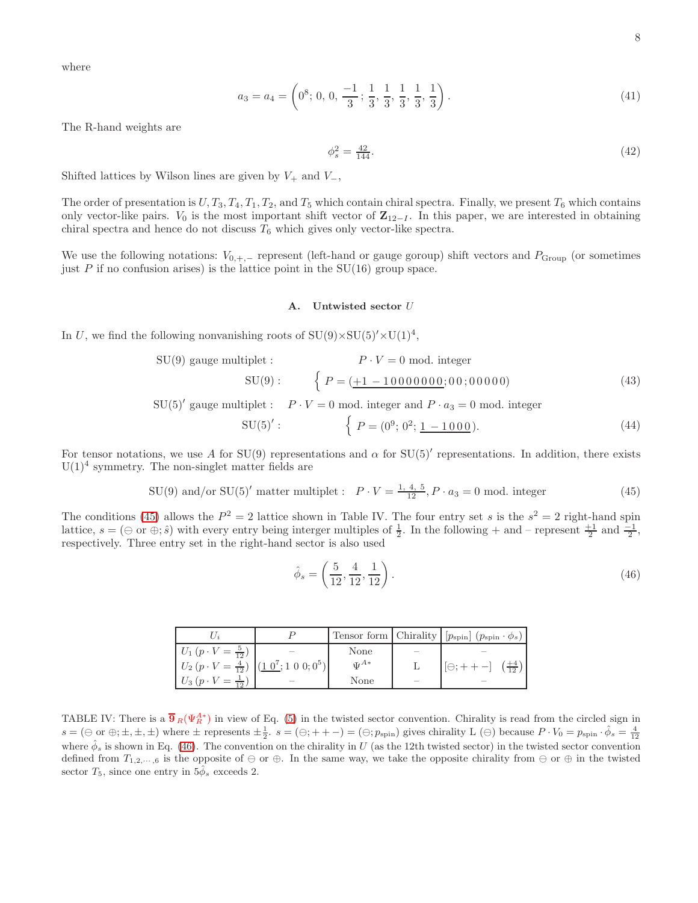where

$$a_3 = a_4 = \left(0^8;\, 0,\, 0,\, \frac{-1}{3}\,;\, \frac{1}{3},\, \frac{1}{3},\, \frac{1}{3},\, \frac{1}{3},\, \frac{1}{3}\right). \tag{41}$$

The R-hand weights are

$$\phi_s^2 = \tfrac{42}{144}. \tag{42}$$

Shifted lattices by Wilson lines are given by $V_+$ and $V_-$,

The order of presentation is $U, T_3, T_4, T_1, T_2$, and $T_5$ which contain chiral spectra. Finally, we present $T_6$ which contains only vector-like pairs. $V_0$ is the most important shift vector of $\mathbf{Z}_{12-I}$. In this paper, we are interested in obtaining chiral spectra and hence do not discuss $T_6$ which gives only vector-like spectra.

We use the following notations: $V_{0,+,-}$ represent (left-hand or gauge goroup) shift vectors and $P_{\rm Group}$ (or sometimes just $P$ if no confusion arises) is the lattice point in the SU(16) group space.

### A. Untwisted sector $U$

In $U$, we find the following nonvanishing roots of SU(9)×SU(5)$'$×U(1)$^4$,

$$\text{SU(9) gauge multiplet :} \qquad P\cdot V = 0 \text{ mod. integer}$$

$$\text{SU(9)}: \qquad \Big\{\ P = (\underline{+1\ -1\,0\,0\,0\,0\,0\,0\,0};0\,0;0\,0\,0\,0\,0) \tag{43}$$

$$\text{SU(5)}' \text{ gauge multiplet :} \quad P\cdot V = 0 \text{ mod. integer and } P\cdot a_3 = 0 \text{ mod. integer}$$

$$\text{SU(5)}': \qquad \Big\{\ P = (0^9;\, 0^2;\, \underline{1\ -1\,0\,0\,0}). \tag{44}$$

For tensor notations, we use $A$ for SU(9) representations and $\alpha$ for SU(5)$'$ representations. In addition, there exists U(1)$^4$ symmetry. The non-singlet matter fields are

$$\text{SU(9) and/or SU(5)}' \text{ matter multiplet :} \quad P\cdot V = \tfrac{1,\,4,\,5}{12},\, P\cdot a_3 = 0 \text{ mod. integer} \tag{45}$$

The conditions (45) allows the $P^2 = 2$ lattice shown in Table IV. The four entry set $s$ is the $s^2 = 2$ right-hand spin lattice, $s = (\ominus \text{ or } \oplus; \hat{s})$ with every entry being interger multiples of $\frac12$. In the following $+$ and $-$ represent $\frac{+1}{2}$ and $\frac{-1}{2}$, respectively. Three entry set in the right-hand sector is also used

$$\hat{\phi}_s = \left(\frac{5}{12}, \frac{4}{12}, \frac{1}{12}\right). \tag{46}$$

| $U_i$ | $P$ | Tensor form | Chirality | $[p_{\rm spin}]$ $(p_{\rm spin}\cdot\phi_s)$ |
|---|---|---|---|---|
| $U_1$ $(p\cdot V=\frac{5}{12})$ | – | None | – | – |
| $U_2$ $(p\cdot V=\frac{4}{12})$ | $(\underline{1\ 0^7};1\ 0\ 0;0^5)$ | $\Psi^{A*}$ | L | $[\ominus;++-]$ $(\frac{+4}{12})$ |
| $U_3$ $(p\cdot V=\frac{1}{12})$ | – | None | – | – |

TABLE IV: There is a $\overline{\mathbf{9}}_{\,R}(\Psi_R^{A*})$ in view of Eq. (5) in the twisted sector convention. Chirality is read from the circled sign in $s = (\ominus \text{ or } \oplus; \pm,\pm,\pm)$ where $\pm$ represents $\pm\frac12$. $s = (\ominus;++-) = (\ominus;p_{\rm spin})$ gives chirality L ($\ominus$) because $P\cdot V_0 = p_{\rm spin}\cdot\hat{\phi}_s = \frac{4}{12}$ where $\hat{\phi}_s$ is shown in Eq. (46). The convention on the chirality in $U$ (as the 12th twisted sector) in the twisted sector convention defined from $T_{1,2,\cdots,6}$ is the opposite of $\ominus$ or $\oplus$. In the same way, we take the opposite chirality from $\ominus$ or $\oplus$ in the twisted sector $T_5$, since one entry in $5\hat{\phi}_s$ exceeds 2.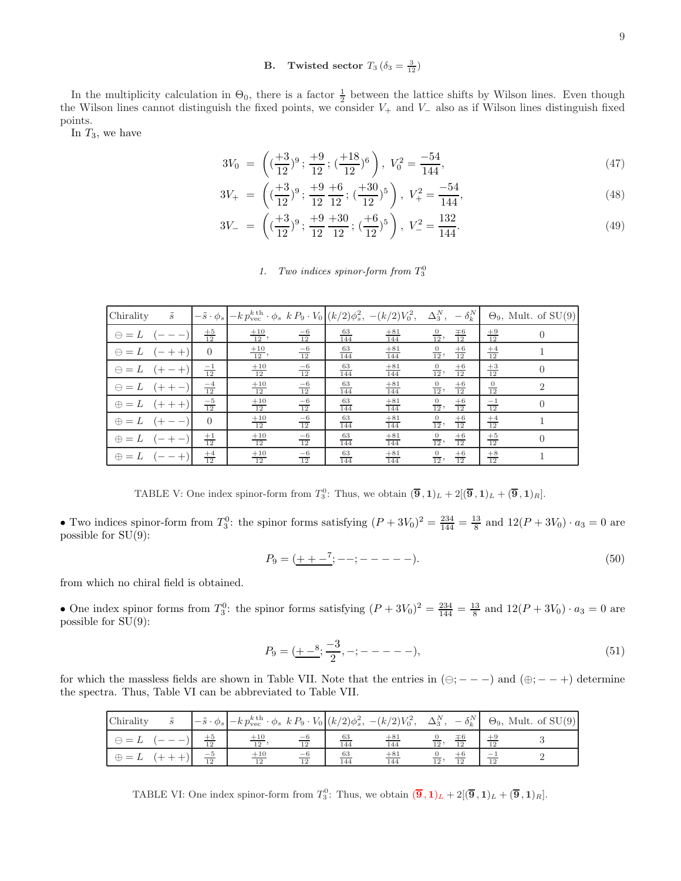## B. Twisted sector $T_3\,(\delta_3 = \frac{3}{12})$

In the multiplicity calculation in $\Theta_0$, there is a factor $\frac{1}{2}$ between the lattice shifts by Wilson lines. Even though the Wilson lines cannot distinguish the fixed points, we consider $V_+$ and $V_-$ also as if Wilson lines distinguish fixed points.

In $T_3$, we have

$$3V_0 \;=\; \left((\frac{+3}{12})^9\,;\,\frac{+9}{12}\,;\,(\frac{+18}{12})^6\right),\;V_0^2=\frac{-54}{144}, \tag{47}$$

$$3V_+ \;=\; \left((\frac{+3}{12})^9\,;\,\frac{+9}{12}\,\frac{+6}{12}\,;\,(\frac{+30}{12})^5\right),\;V_+^2=\frac{-54}{144}, \tag{48}$$

$$3V_- \;=\; \left((\frac{+3}{12})^9\,;\,\frac{+9}{12}\,\frac{+30}{12}\,;\,(\frac{+6}{12})^5\right),\;V_-^2=\frac{132}{144}. \tag{49}$$

### 1. Two indices spinor-form from $T_3^0$

| Chirality $\tilde{s}$ | $-\tilde{s}\cdot\phi_s$ | $-k\,p_{\rm vec}^{k\,\rm th}\cdot\phi_s$ | $k\,P_9\cdot V_0$ | $(k/2)\phi_s^2$, | $-(k/2)V_0^2$, | $\Delta_3^N$, | $-\delta_k^N$ | $\Theta_9$, | Mult. of SU(9) |
|---|---|---|---|---|---|---|---|---|---|
| $\ominus=L\quad(---)$ | $\frac{+5}{12}$ | $\frac{+10}{12}$, | $\frac{-6}{12}$ | $\frac{63}{144}$ | $\frac{+81}{144}$ | $\frac{0}{12}$, | $\frac{\mp6}{12}$ | $\frac{+9}{12}$ | 0 |
| $\ominus=L\quad(-++)$ | 0 | $\frac{+10}{12}$, | $\frac{-6}{12}$ | $\frac{63}{144}$ | $\frac{+81}{144}$ | $\frac{0}{12}$, | $\frac{+6}{12}$ | $\frac{+4}{12}$ | 1 |
| $\ominus=L\quad(+-+)$ | $\frac{-1}{12}$ | $\frac{+10}{12}$ | $\frac{-6}{12}$ | $\frac{63}{144}$ | $\frac{+81}{144}$ | $\frac{0}{12}$, | $\frac{+6}{12}$ | $\frac{+3}{12}$ | 0 |
| $\ominus=L\quad(++-)$ | $\frac{-4}{12}$ | $\frac{+10}{12}$ | $\frac{-6}{12}$ | $\frac{63}{144}$ | $\frac{+81}{144}$ | $\frac{0}{12}$, | $\frac{+6}{12}$ | $\frac{0}{12}$ | 2 |
| $\oplus=L\quad(+++)$ | $\frac{-5}{12}$ | $\frac{+10}{12}$ | $\frac{-6}{12}$ | $\frac{63}{144}$ | $\frac{+81}{144}$ | $\frac{0}{12}$, | $\frac{+6}{12}$ | $\frac{-1}{12}$ | 0 |
| $\oplus=L\quad(+--)$ | 0 | $\frac{+10}{12}$ | $\frac{-6}{12}$ | $\frac{63}{144}$ | $\frac{+81}{144}$ | $\frac{0}{12}$, | $\frac{+6}{12}$ | $\frac{+4}{12}$ | 1 |
| $\oplus=L\quad(-+-)$ | $\frac{+1}{12}$ | $\frac{+10}{12}$ | $\frac{-6}{12}$ | $\frac{63}{144}$ | $\frac{+81}{144}$ | $\frac{0}{12}$, | $\frac{+6}{12}$ | $\frac{+5}{12}$ | 0 |
| $\oplus=L\quad(--+)$ | $\frac{+4}{12}$ | $\frac{+10}{12}$ | $\frac{-6}{12}$ | $\frac{63}{144}$ | $\frac{+81}{144}$ | $\frac{0}{12}$, | $\frac{+6}{12}$ | $\frac{+8}{12}$ | 1 |

TABLE V: One index spinor-form from $T_3^0$: Thus, we obtain $(\overline{\bf 9}\,,{\bf 1})_L+2[(\overline{\bf 9}\,,{\bf 1})_L+(\overline{\bf 9}\,,{\bf 1})_R]$.

• Two indices spinor-form from $T_3^0$: the spinor forms satisfying $(P+3V_0)^2=\frac{234}{144}=\frac{13}{8}$ and $12(P+3V_0)\cdot a_3=0$ are possible for SU(9):

$$P_9=(\underline{++-^7};--;-----). \tag{50}$$

from which no chiral field is obtained.

• One index spinor forms from $T_3^0$: the spinor forms satisfying $(P+3V_0)^2=\frac{234}{144}=\frac{13}{8}$ and $12(P+3V_0)\cdot a_3=0$ are possible for SU(9):

$$P_9=(\underline{+-^8};\frac{-3}{2},-;-----), \tag{51}$$

for which the massless fields are shown in Table VII. Note that the entries in $(\ominus;---)$ and $(\oplus;--+)$ determine the spectra. Thus, Table VI can be abbreviated to Table VII.

| Chirality $\tilde{s}$ | $-\tilde{s}\cdot\phi_s$ | $-k\,p_{\rm vec}^{k\,\rm th}\cdot\phi_s$ | $k\,P_9\cdot V_0$ | $(k/2)\phi_s^2$, | $-(k/2)V_0^2$, | $\Delta_3^N$, | $-\delta_k^N$ | $\Theta_9$, | Mult. of SU(9) |
|---|---|---|---|---|---|---|---|---|---|
| $\ominus=L\quad(---)$ | $\frac{+5}{12}$ | $\frac{+10}{12}$, | $\frac{-6}{12}$ | $\frac{63}{144}$ | $\frac{+81}{144}$ | $\frac{0}{12}$, | $\frac{\mp6}{12}$ | $\frac{+9}{12}$ | 3 |
| $\oplus=L\quad(+++)$ | $\frac{-5}{12}$ | $\frac{+10}{12}$ | $\frac{-6}{12}$ | $\frac{63}{144}$ | $\frac{+81}{144}$ | $\frac{0}{12}$, | $\frac{+6}{12}$ | $\frac{-1}{12}$ | 2 |

TABLE VI: One index spinor-form from $T_3^0$: Thus, we obtain $(\overline{\bf 9}\,,{\bf 1})_L+2[(\overline{\bf 9}\,,{\bf 1})_L+(\overline{\bf 9}\,,{\bf 1})_R]$.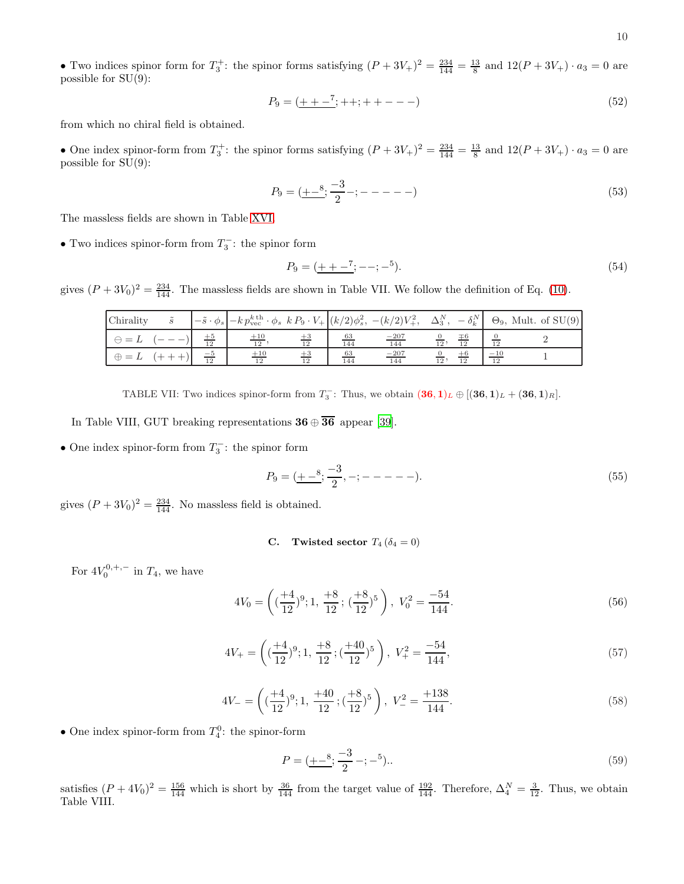• Two indices spinor form for $T_3^+$: the spinor forms satisfying $(P+3V_+)^2 = \frac{234}{144} = \frac{13}{8}$ and $12(P+3V_+)\cdot a_3 = 0$ are possible for SU(9):

$$P_9 = (\underline{+ + -^7}; ++; + + - - -) \tag{52}$$

from which no chiral field is obtained.

• One index spinor-form from $T_3^+$: the spinor forms satisfying $(P+3V_+)^2 = \frac{234}{144} = \frac{13}{8}$ and $12(P+3V_+)\cdot a_3 = 0$ are possible for SU(9):

$$P_9 = (\underline{+-^8}; \frac{-3}{2} -; - - - - -) \tag{53}$$

The massless fields are shown in Table XVI.

• Two indices spinor-form from $T_3^-$: the spinor form

$$P_9 = (\underline{+ + -^7}; --; -^5). \tag{54}$$

gives $(P+3V_0)^2 = \frac{234}{144}$. The massless fields are shown in Table VII. We follow the definition of Eq. (10).

| Chirality $\tilde{s}$ | $-\tilde{s}\cdot\phi_s$ | $-k\,p^{k\,\rm th}_{\rm vec}\cdot\phi_s$ | $k\,P_9\cdot V_+$ | $(k/2)\phi_s^2$, | $-(k/2)V_+^2$, | $\Delta_3^N$, | $-\delta_k^N$ | $\Theta_9$, | Mult. of SU(9) |
|---|---|---|---|---|---|---|---|---|---|
| $\ominus = L\quad(- - -)$ | $\frac{+5}{12}$ | $\frac{+10}{12}$, | $\frac{+3}{12}$ | $\frac{63}{144}$ | $\frac{-207}{144}$ | $\frac{0}{12}$, | $\frac{\mp 6}{12}$ | $\frac{0}{12}$ | 2 |
| $\oplus = L\quad(+ + +)$ | $\frac{-5}{12}$ | $\frac{+10}{12}$ | $\frac{+3}{12}$ | $\frac{63}{144}$ | $\frac{-207}{144}$ | $\frac{0}{12}$, | $\frac{+6}{12}$ | $\frac{-10}{12}$ | 1 |

TABLE VII: Two indices spinor-form from $T_3^-$: Thus, we obtain $(\mathbf{36},\mathbf{1})_L \oplus [(\mathbf{36},\mathbf{1})_L + (\mathbf{36},\mathbf{1})_R]$.

In Table VIII, GUT breaking representations $\mathbf{36}\oplus\overline{\mathbf{36}}$ appear [39].

• One index spinor-form from $T_3^-$: the spinor form

$$P_9 = (\underline{+-^8}; \frac{-3}{2}, -; - - - - -). \tag{55}$$

gives $(P+3V_0)^2 = \frac{234}{144}$. No massless field is obtained.

### C. Twisted sector $T_4$ ($\delta_4 = 0$)

For $4V_0^{0,+,-}$ in $T_4$, we have

$$4V_0 = \left( (\frac{+4}{12})^9; 1, \frac{+8}{12}; (\frac{+8}{12})^5 \right),\ V_0^2 = \frac{-54}{144}. \tag{56}$$

$$4V_+ = \left( (\frac{+4}{12})^9; 1, \frac{+8}{12}; (\frac{+40}{12})^5 \right),\ V_+^2 = \frac{-54}{144}, \tag{57}$$

$$4V_- = \left( (\frac{+4}{12})^9; 1, \frac{+40}{12}; (\frac{+8}{12})^5 \right),\ V_-^2 = \frac{+138}{144}. \tag{58}$$

• One index spinor-form from $T_4^0$: the spinor-form

$$P = (\underline{+-^8}; \frac{-3}{2} -; -^5).. \tag{59}$$

satisfies $(P+4V_0)^2 = \frac{156}{144}$ which is short by $\frac{36}{144}$ from the target value of $\frac{192}{144}$. Therefore, $\Delta_4^N = \frac{3}{12}$. Thus, we obtain Table VIII.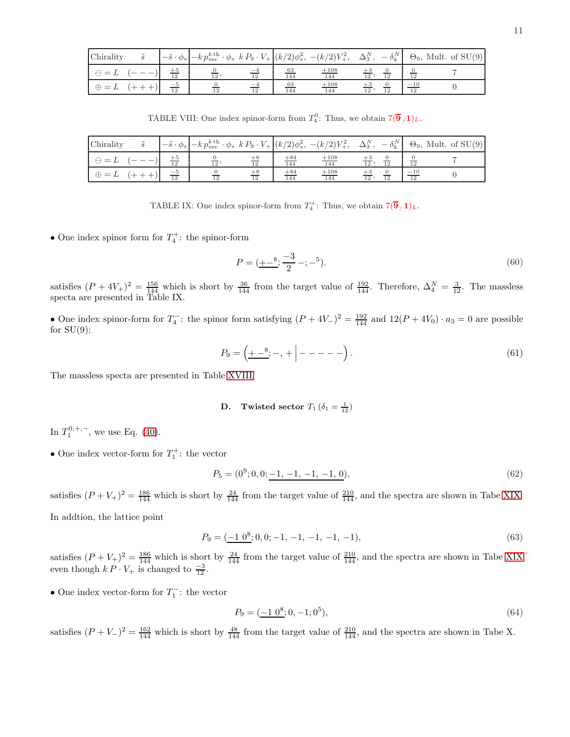| Chirality $\tilde{s}$ | $-\tilde{s}\cdot\phi_s$ | $-k\,p^{k\,\rm th}_{\rm vec}\cdot\phi_s$ | $k\,P_9\cdot V_+$ | $(k/2)\phi_s^2,$ | $-(k/2)V_+^2,$ | $\Delta_3^N,$ | $-\delta_k^N$ | $\Theta_9,$ | Mult. of SU(9) |
|---|---|---|---|---|---|---|---|---|---|
| $\ominus = L\quad(- - -)$ | $\frac{+5}{12}$ | $\frac{0}{12},$ | $\frac{-4}{12}$ | $\frac{63}{144}$ | $\frac{+108}{144}$ | $\frac{+3}{12},$ | $\frac{0}{12}$ | $\frac{0}{12}$ | 7 |
| $\oplus = L\quad(+ + +)$ | $\frac{-5}{12}$ | $\frac{0}{12}$ | $\frac{-4}{12}$ | $\frac{63}{144}$ | $\frac{+108}{144}$ | $\frac{+3}{12},$ | $\frac{0}{12}$ | $\frac{-10}{12}$ | 0 |

TABLE VIII: One index spinor-form from $T_4^0$: Thus, we obtain $7(\overline{\mathbf{9}},\mathbf{1})_L$.

| Chirality $\tilde{s}$ | $-\tilde{s}\cdot\phi_s$ | $-k\,p^{k\,\rm th}_{\rm vec}\cdot\phi_s$ | $k\,P_9\cdot V_+$ | $(k/2)\phi_s^2,$ | $-(k/2)V_+^2,$ | $\Delta_3^N,$ | $-\delta_k^N$ | $\Theta_9,$ | Mult. of SU(9) |
|---|---|---|---|---|---|---|---|---|---|
| $\ominus = L\quad(- - -)$ | $\frac{+5}{12}$ | $\frac{0}{12},$ | $\frac{+8}{12}$ | $\frac{+84}{144}$ | $\frac{+108}{144}$ | $\frac{+3}{12},$ | $\frac{0}{12}$ | $\frac{0}{12}$ | 7 |
| $\oplus = L\quad(+ + +)$ | $\frac{-5}{12}$ | $\frac{0}{12}$ | $\frac{+8}{12}$ | $\frac{+84}{144}$ | $\frac{+108}{144}$ | $\frac{+3}{12},$ | $\frac{0}{12}$ | $\frac{-10}{12}$ | 0 |

TABLE IX: One index spinor-form from $T_4^+$: Thus, we obtain $7(\overline{\mathbf{9}},\mathbf{1})_L$.

• One index spinor form for $T_4^+$: the spinor-form

$$P = (\underline{+-^8};\frac{-3}{2}-;-^5). \tag{60}$$

satisfies $(P+4V_+)^2 = \frac{156}{144}$ which is short by $\frac{36}{144}$ from the target value of $\frac{192}{144}$. Therefore, $\Delta_4^N = \frac{3}{12}$. The massless specta are presented in Table IX.

• One index spinor-form for $T_4^-$: the spinor form satisfying $(P+4V_-)^2 = \frac{192}{144}$ and $12(P+4V_0)\cdot a_3 = 0$ are possible for SU(9):

$$P_9 = \left(\underline{+\,-^8};-,+\,\Big|\,-----\right). \tag{61}$$

The massless specta are presented in Table XVIII.

### D. Twisted sector $T_1\,(\delta_1 = \frac{1}{12})$

In $T_1^{0,+,-}$, we use Eq. (40).

• One index vector-form for $T_1^+$: the vector

$$P_5 = (0^9;0,0;\underline{-1,\,-1,\,-1,\,-1,\,0}), \tag{62}$$

satisfies $(P+V_+)^2 = \frac{186}{144}$ which is short by $\frac{24}{144}$ from the target value of $\frac{210}{144}$, and the spectra are shown in Tabe XIX.

In addtion, the lattice point

$$P_9 = (\underline{-1\;0^8};0,0;-1,\,-1,\,-1,\,-1,\,-1), \tag{63}$$

satisfies $(P+V_+)^2 = \frac{186}{144}$ which is short by $\frac{24}{144}$ from the target value of $\frac{210}{144}$, and the spectra are shown in Tabe XIX even though $k\,P\cdot V_+$ is changed to $\frac{-3}{12}$.

• One index vector-form for $T_1^-$: the vector

$$P_9 = (\underline{-1\;0^8};0,-1;0^5), \tag{64}$$

satisfies $(P+V_-)^2 = \frac{162}{144}$ which is short by $\frac{48}{144}$ from the target value of $\frac{210}{144}$, and the spectra are shown in Tabe X.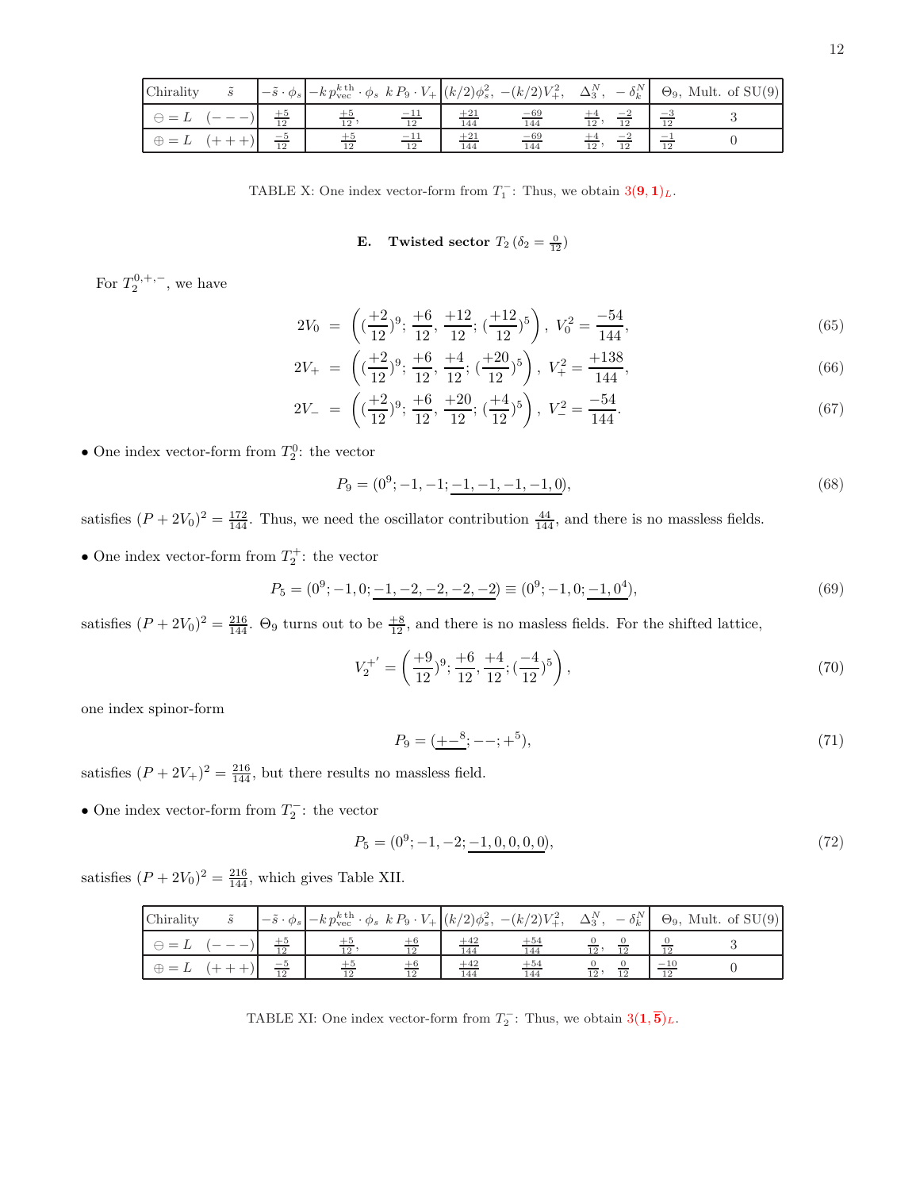| Chirality $\quad \tilde{s}$ | $-\tilde{s}\cdot\phi_s$ | $-k\,p^{k\,\rm th}_{\rm vec}\cdot\phi_s\;\; k\,P_9\cdot V_+$ | | $(k/2)\phi_s^2,\;-(k/2)V_+^2,$ | | $\Delta_3^N,\;\;-\delta_k^N$ | | $\Theta_9,$ Mult. of SU(9) | |
|---|---|---|---|---|---|---|---|---|---|
| $\ominus = L \quad (---)$ | $\frac{+5}{12}$ | $\frac{+5}{12},$ | $\frac{-11}{12}$ | $\frac{+21}{144}$ | $\frac{-69}{144}$ | $\frac{+4}{12},$ | $\frac{-2}{12}$ | $\frac{-3}{12}$ | 3 |
| $\oplus = L \quad (+++)$ | $\frac{-5}{12}$ | $\frac{+5}{12}$ | $\frac{-11}{12}$ | $\frac{+21}{144}$ | $\frac{-69}{144}$ | $\frac{+4}{12},$ | $\frac{-2}{12}$ | $\frac{-1}{12}$ | 0 |

TABLE X: One index vector-form from $T_1^-$: Thus, we obtain $3(\mathbf{9},\mathbf{1})_L$.

### E. Twisted sector $T_2\,(\delta_2=\frac{0}{12})$

For $T_2^{0,+,-}$, we have

$$2V_0 \;=\; \left((\frac{+2}{12})^9;\,\frac{+6}{12},\,\frac{+12}{12};\,(\frac{+12}{12})^5\right),\;V_0^2=\frac{-54}{144}, \tag{65}$$

$$2V_+ \;=\; \left((\frac{+2}{12})^9;\,\frac{+6}{12},\,\frac{+4}{12};\,(\frac{+20}{12})^5\right),\;V_+^2=\frac{+138}{144}, \tag{66}$$

$$2V_- \;=\; \left((\frac{+2}{12})^9;\,\frac{+6}{12},\,\frac{+20}{12};\,(\frac{+4}{12})^5\right),\;V_-^2=\frac{-54}{144}. \tag{67}$$

• One index vector-form from $T_2^0$: the vector

$$P_9=(0^9;-1,-1;\underline{-1,-1,-1,-1,0}), \tag{68}$$

satisfies $(P+2V_0)^2=\frac{172}{144}$. Thus, we need the oscillator contribution $\frac{44}{144}$, and there is no massless fields.

• One index vector-form from $T_2^+$: the vector

$$P_5=(0^9;-1,0;\underline{-1,-2,-2,-2,-2})\equiv(0^9;-1,0;\underline{-1,0^4}), \tag{69}$$

satisfies $(P+2V_0)^2=\frac{216}{144}$. $\Theta_9$ turns out to be $\frac{+8}{12}$, and there is no masless fields. For the shifted lattice,

$$V_2^{+'}=\left((\frac{+9}{12})^9;\,\frac{+6}{12},\frac{+4}{12};(\frac{-4}{12})^5\right), \tag{70}$$

one index spinor-form

$$P_9=(\underline{+-^8};--;+^5), \tag{71}$$

satisfies $(P+2V_+)^2=\frac{216}{144}$, but there results no massless field.

• One index vector-form from $T_2^-$: the vector

$$P_5=(0^9;-1,-2;\underline{-1,0,0,0,0}), \tag{72}$$

satisfies $(P+2V_0)^2=\frac{216}{144}$, which gives Table XII.

| Chirality $\quad \tilde{s}$ | $-\tilde{s}\cdot\phi_s$ | $-k\,p^{k\,\rm th}_{\rm vec}\cdot\phi_s\;\; k\,P_9\cdot V_+$ | | $(k/2)\phi_s^2,\;-(k/2)V_+^2,$ | | $\Delta_3^N,\;\;-\delta_k^N$ | | $\Theta_9,$ Mult. of SU(9) | |
|---|---|---|---|---|---|---|---|---|---|
| $\ominus = L \quad (---)$ | $\frac{+5}{12}$ | $\frac{+5}{12},$ | $\frac{+6}{12}$ | $\frac{+42}{144}$ | $\frac{+54}{144}$ | $\frac{0}{12},$ | $\frac{0}{12}$ | $\frac{0}{12}$ | 3 |
| $\oplus = L \quad (+++)$ | $\frac{-5}{12}$ | $\frac{+5}{12}$ | $\frac{+6}{12}$ | $\frac{+42}{144}$ | $\frac{+54}{144}$ | $\frac{0}{12},$ | $\frac{0}{12}$ | $\frac{-10}{12}$ | 0 |

TABLE XI: One index vector-form from $T_2^-$: Thus, we obtain $3(\mathbf{1},\overline{\mathbf{5}})_L$.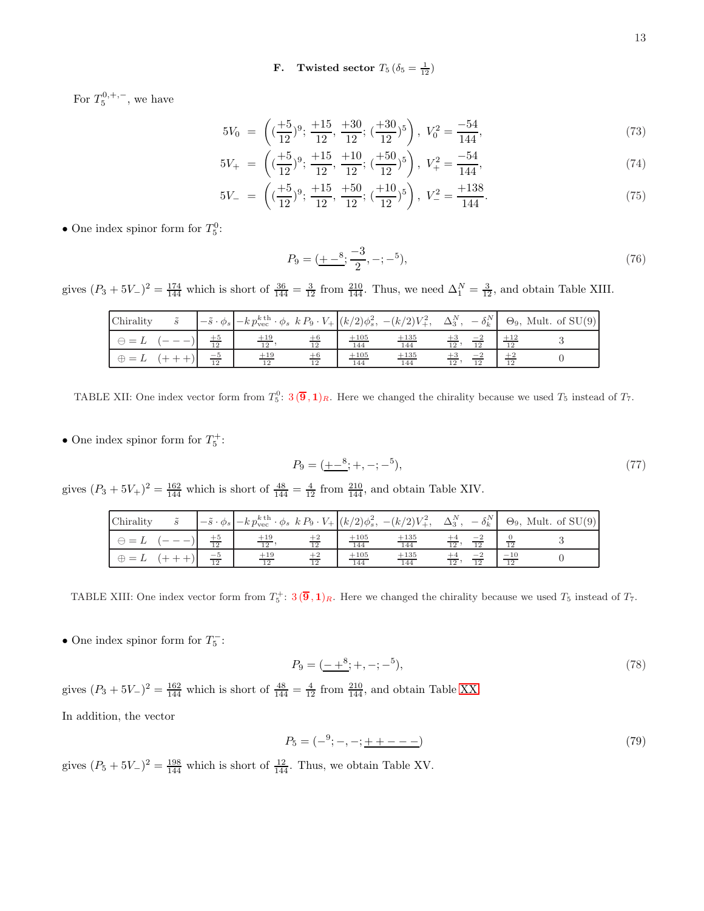### F. Twisted sector $T_5$ ($\delta_5 = \frac{1}{12}$)

For $T_5^{0,+,-}$, we have

$$5V_0 = \left( (\frac{+5}{12})^9;\, \frac{+15}{12},\, \frac{+30}{12};\, (\frac{+30}{12})^5 \right),\ V_0^2 = \frac{-54}{144}, \tag{73}$$

$$5V_+ = \left( (\frac{+5}{12})^9;\, \frac{+15}{12},\, \frac{+10}{12};\, (\frac{+50}{12})^5 \right),\ V_+^2 = \frac{-54}{144}, \tag{74}$$

$$5V_- = \left( (\frac{+5}{12})^9;\, \frac{+15}{12},\, \frac{+50}{12};\, (\frac{+10}{12})^5 \right),\ V_-^2 = \frac{+138}{144}. \tag{75}$$

• One index spinor form for $T_5^0$:

$$P_9 = (\underline{+\,-^8};\, \frac{-3}{2}, -; -^5), \tag{76}$$

gives $(P_3 + 5V_-)^2 = \frac{174}{144}$ which is short of $\frac{36}{144} = \frac{3}{12}$ from $\frac{210}{144}$. Thus, we need $\Delta_1^N = \frac{3}{12}$, and obtain Table XIII.

| Chirality $\tilde{s}$ | $-\tilde{s}\cdot\phi_s$ | $-k\,p_{\rm vec}^{k\,\rm th}\cdot\phi_s$ | $k\,P_9\cdot V_+$ | $(k/2)\phi_s^2$, | $-(k/2)V_+^2$, | $\Delta_3^N$, | $-\delta_k^N$ | $\Theta_9$, | Mult. of SU(9) |
|---|---|---|---|---|---|---|---|---|---|
| $\ominus = L\quad(---)$ | $\frac{+5}{12}$ | $\frac{+19}{12}$, | $\frac{+6}{12}$ | $\frac{+105}{144}$ | $\frac{+135}{144}$ | $\frac{+3}{12}$, | $\frac{-2}{12}$ | $\frac{+12}{12}$ | 3 |
| $\oplus = L\quad(+++)$ | $\frac{-5}{12}$ | $\frac{+19}{12}$ | $\frac{+6}{12}$ | $\frac{+105}{144}$ | $\frac{+135}{144}$ | $\frac{+3}{12}$, | $\frac{-2}{12}$ | $\frac{+2}{12}$ | 0 |

TABLE XII: One index vector form from $T_5^0$: $3\,(\overline{\mathbf{9}}\,,\mathbf{1})_R$. Here we changed the chirality because we used $T_5$ instead of $T_7$.

• One index spinor form for $T_5^+$:

$$P_9 = (\underline{+\,-^8};\, +, -; -^5), \tag{77}$$

gives $(P_3 + 5V_+)^2 = \frac{162}{144}$ which is short of $\frac{48}{144} = \frac{4}{12}$ from $\frac{210}{144}$, and obtain Table XIV.

| Chirality $\tilde{s}$ | $-\tilde{s}\cdot\phi_s$ | $-k\,p_{\rm vec}^{k\,\rm th}\cdot\phi_s$ | $k\,P_9\cdot V_+$ | $(k/2)\phi_s^2$, | $-(k/2)V_+^2$, | $\Delta_3^N$, | $-\delta_k^N$ | $\Theta_9$, | Mult. of SU(9) |
|---|---|---|---|---|---|---|---|---|---|
| $\ominus = L\quad(---)$ | $\frac{+5}{12}$ | $\frac{+19}{12}$, | $\frac{+2}{12}$ | $\frac{+105}{144}$ | $\frac{+135}{144}$ | $\frac{+4}{12}$, | $\frac{-2}{12}$ | $\frac{0}{12}$ | 3 |
| $\oplus = L\quad(+++)$ | $\frac{-5}{12}$ | $\frac{+19}{12}$ | $\frac{+2}{12}$ | $\frac{+105}{144}$ | $\frac{+135}{144}$ | $\frac{+4}{12}$, | $\frac{-2}{12}$ | $\frac{-10}{12}$ | 0 |

TABLE XIII: One index vector form from $T_5^+$: $3\,(\overline{\mathbf{9}}\,,\mathbf{1})_R$. Here we changed the chirality because we used $T_5$ instead of $T_7$.

• One index spinor form for $T_5^-$:

$$P_9 = (\underline{-\,+^8};\, +, -; -^5), \tag{78}$$

gives $(P_3 + 5V_-)^2 = \frac{162}{144}$ which is short of $\frac{48}{144} = \frac{4}{12}$ from $\frac{210}{144}$, and obtain Table XX.

In addition, the vector

$$P_5 = (-^9; -, -; \underline{++---}) \tag{79}$$

gives $(P_5 + 5V_-)^2 = \frac{198}{144}$ which is short of $\frac{12}{144}$. Thus, we obtain Table XV.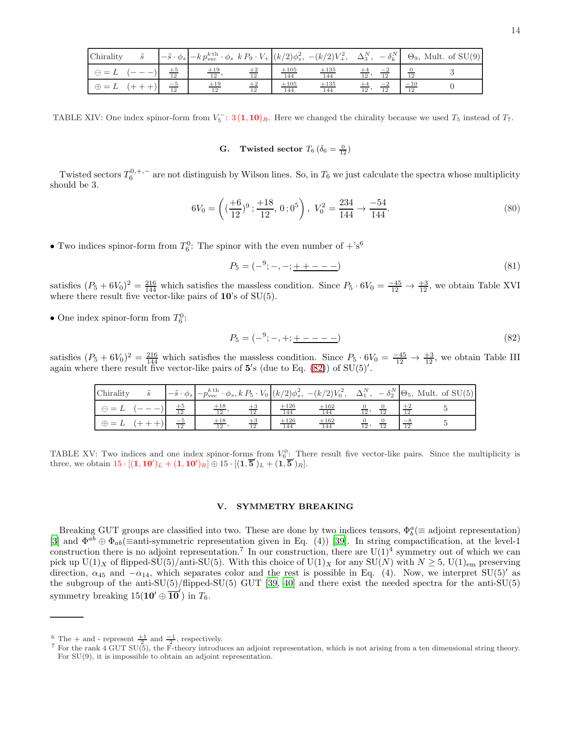| Chirality $\tilde{s}$ | $-\tilde{s}\cdot\phi_s$ | $-k\,p_{\rm vec}^{k\,{\rm th}}\cdot\phi_s$ | $k\,P_9\cdot V_+$ | $(k/2)\phi_s^2$, | $-(k/2)V_+^2$, | $\Delta_3^N$, | $-\delta_k^N$ | $\Theta_9$, | Mult. of SU(9) |
|---|---|---|---|---|---|---|---|---|---|
| $\ominus=L\quad(---)$ | $\frac{+5}{12}$ | $\frac{+19}{12}$, | $\frac{+2}{12}$ | $\frac{+105}{144}$ | $\frac{+135}{144}$ | $\frac{+4}{12}$, | $\frac{-2}{12}$ | $\frac{0}{12}$ | 3 |
| $\oplus=L\quad(+++)$ | $\frac{-5}{12}$ | $\frac{+19}{12}$ | $\frac{+2}{12}$ | $\frac{+105}{144}$ | $\frac{+135}{144}$ | $\frac{+4}{12}$, | $\frac{-2}{12}$ | $\frac{-10}{12}$ | 0 |

TABLE XIV: One index spinor-form from $V_5^-$: $3\,(\mathbf{1},\mathbf{10})_R$. Here we changed the chirality because we used $T_5$ instead of $T_7$.

### G. Twisted sector $T_6\,(\delta_6=\frac{0}{12})$

Twisted sectors $T_6^{0,+,-}$ are not distinguish by Wilson lines. So, in $T_6$ we just calculate the spectra whose multiplicity should be 3.

$$6V_0=\left((\frac{+6}{12})^9\,;\frac{+18}{12},\,0\,;0^5\right),\ V_0^2=\frac{234}{144}\to\frac{-54}{144}. \tag{80}$$

• Two indices spinor-form from $T_6^0$: The spinor with the even number of +'s[6]

$$P_5=(-^9;-,-;\underline{++---}) \tag{81}$$

satisfies $(P_5+6V_0)^2=\frac{216}{144}$ which satisfies the massless condition. Since $P_5\cdot 6V_0=\frac{-45}{12}\to\frac{+3}{12}$, we obtain Table XVI where there result five vector-like pairs of $\mathbf{10}$'s of SU(5).

• One index spinor-form from $T_6^0$:

$$P_5=(-^9;-,+;\underline{+----}) \tag{82}$$

satisfies $(P_5+6V_0)^2=\frac{216}{144}$ which satisfies the massless condition. Since $P_5\cdot 6V_0=\frac{-45}{12}\to\frac{+3}{12}$, we obtain Table III again where there result five vector-like pairs of $\mathbf{5}'$s (due to Eq. (82)) of SU(5)$'$.

| Chirality $\tilde{s}$ | $-\tilde{s}\cdot\phi_s$ | $-p_{\rm vec}^{k\,{\rm th}}\cdot\phi_s$, | $k\,P_5\cdot V_0$ | $(k/2)\phi_s^2$, | $-(k/2)V_0^2$, | $\Delta_1^N$, | $-\delta_2^N$ | $\Theta_5$, | Mult. of SU(5) |
|---|---|---|---|---|---|---|---|---|---|
| $\ominus=L\quad(---)$ | $\frac{+5}{12}$ | $\frac{+18}{12}$, | $\frac{+3}{12}$ | $\frac{+126}{144}$ | $\frac{+162}{144}$ | $\frac{0}{12}$, | $\frac{0}{12}$ | $\frac{+2}{12}$ | 5 |
| $\oplus=L\quad(+++)$ | $\frac{-5}{12}$ | $\frac{+18}{12}$, | $\frac{+3}{12}$ | $\frac{+126}{144}$ | $\frac{+162}{144}$ | $\frac{0}{12}$, | $\frac{0}{12}$ | $\frac{-8}{12}$ | 5 |

TABLE XV: Two indices and one index spinor-forms from $V_6^0$: There result five vector-like pairs. Since the multiplicity is three, we obtain $15\cdot[(\mathbf{1},\mathbf{10}')_L+(\mathbf{1},\mathbf{10}')_R]\oplus 15\cdot[(\mathbf{1},\overline{\mathbf{5}}')_L+(\mathbf{1},\overline{\mathbf{5}}')_R]$.

## V. SYMMETRY BREAKING

Breaking GUT groups are classified into two. These are done by two indices tensors, $\Phi^a_b$(≡ adjoint representation) [3] and $\Phi^{ab}\oplus\Phi_{ab}$(≡anti-symmetric representation given in Eq. (4)) [39]. In string compactification, at the level-1 construction there is no adjoint representation.[7] In our construction, there are $\mathrm{U(1)}^4$ symmetry out of which we can pick up $\mathrm{U(1)}_X$ of flipped-SU(5)/anti-SU(5). With this choice of $\mathrm{U(1)}_X$ for any SU($N$) with $N\ge 5$, $\mathrm{U(1)}_{\rm em}$ preserving direction, $\alpha_{45}$ and $-\alpha_{14}$, which separates color and the rest is possible in Eq. (4). Now, we interpret SU(5)$'$ as the subgroup of the anti-SU(5)/flipped-SU(5) GUT [39, 40] and there exist the needed spectra for the anti-SU(5) symmetry breaking $15(\mathbf{10}'\oplus\overline{\mathbf{10}}')$ in $T_6$.

---

[6] The + and - represent $\frac{+1}{2}$ and $\frac{-1}{2}$, respectively.

[7] For the rank 4 GUT SU(5), the F-theory introduces an adjoint representation, which is not arising from a ten dimensional string theory. For SU(9), it is impossible to obtain an adjoint representation.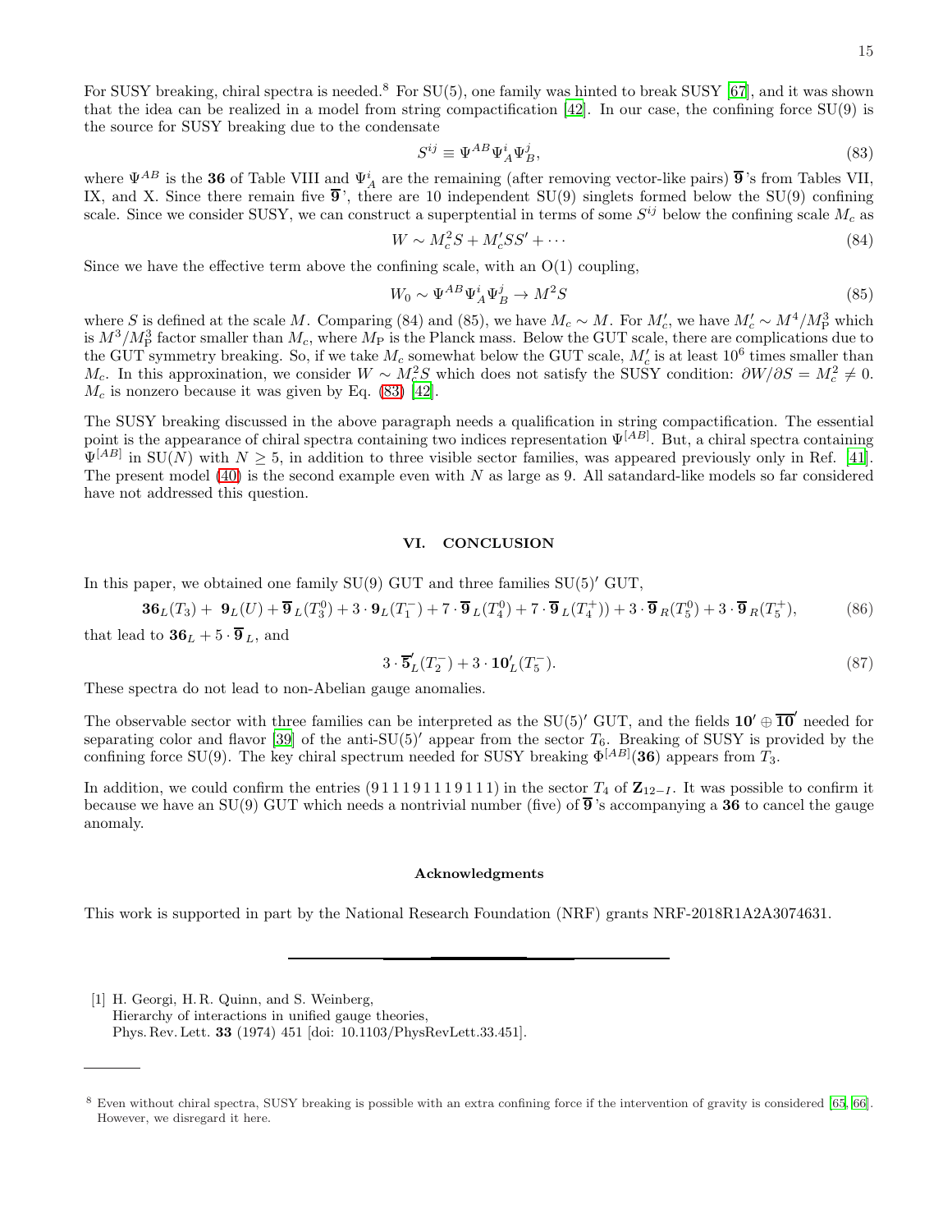For SUSY breaking, chiral spectra is needed.[8] For SU(5), one family was hinted to break SUSY [67], and it was shown that the idea can be realized in a model from string compactification [42]. In our case, the confining force SU(9) is the source for SUSY breaking due to the condensate

$$S^{ij} \equiv \Psi^{AB}\Psi^i_A\Psi^j_B, \tag{83}$$

where $\Psi^{AB}$ is the **36** of Table VIII and $\Psi^i_A$ are the remaining (after removing vector-like pairs) $\overline{\mathbf{9}}$'s from Tables VII, IX, and X. Since there remain five $\overline{\mathbf{9}}$', there are 10 independent SU(9) singlets formed below the SU(9) confining scale. Since we consider SUSY, we can construct a superptential in terms of some $S^{ij}$ below the confining scale $M_c$ as

$$W \sim M_c^2 S + M_c' S S' + \cdots \tag{84}$$

Since we have the effective term above the confining scale, with an O(1) coupling,

$$W_0 \sim \Psi^{AB}\Psi^i_A\Psi^j_B \to M^2 S \tag{85}$$

where $S$ is defined at the scale $M$. Comparing (84) and (85), we have $M_c \sim M$. For $M_c'$, we have $M_c' \sim M^4/M_{\rm P}^3$ which is $M^3/M_{\rm P}^3$ factor smaller than $M_c$, where $M_{\rm P}$ is the Planck mass. Below the GUT scale, there are complications due to the GUT symmetry breaking. So, if we take $M_c$ somewhat below the GUT scale, $M_c'$ is at least $10^6$ times smaller than $M_c$. In this approximation, we consider $W \sim M_c^2 S$ which does not satisfy the SUSY condition: $\partial W/\partial S = M_c^2 \neq 0$. $M_c$ is nonzero because it was given by Eq. (83) [42].

The SUSY breaking discussed in the above paragraph needs a qualification in string compactification. The essential point is the appearance of chiral spectra containing two indices representation $\Psi^{[AB]}$. But, a chiral spectra containing $\Psi^{[AB]}$ in SU($N$) with $N \geq 5$, in addition to three visible sector families, was appeared previously only in Ref. [41]. The present model (40) is the second example even with $N$ as large as 9. All satandard-like models so far considered have not addressed this question.

## VI. CONCLUSION

In this paper, we obtained one family SU(9) GUT and three families SU(5)$'$ GUT,

$$\mathbf{36}_L(T_3) + \mathbf{9}_L(U) + \overline{\mathbf{9}}_L(T_3^0) + 3\cdot\mathbf{9}_L(T_1^-) + 7\cdot\overline{\mathbf{9}}_L(T_4^0) + 7\cdot\overline{\mathbf{9}}_L(T_4^+)) + 3\cdot\overline{\mathbf{9}}_R(T_5^0) + 3\cdot\overline{\mathbf{9}}_R(T_5^+), \tag{86}$$

that lead to $\mathbf{36}_L + 5\cdot\overline{\mathbf{9}}_L$, and

$$3\cdot\overline{\mathbf{5}}'_L(T_2^-) + 3\cdot\mathbf{10}'_L(T_5^-). \tag{87}$$

These spectra do not lead to non-Abelian gauge anomalies.

The observable sector with three families can be interpreted as the SU(5)$'$ GUT, and the fields $\mathbf{10}'\oplus\overline{\mathbf{10}}'$ needed for separating color and flavor [39] of the anti-SU(5)$'$ appear from the sector $T_6$. Breaking of SUSY is provided by the confining force SU(9). The key chiral spectrum needed for SUSY breaking $\Phi^{[AB]}(\mathbf{36})$ appears from $T_3$.

In addition, we could confirm the entries (9 1 1 1 1 9 1 1 1 9 1 1 1) in the sector $T_4$ of $\mathbf{Z}_{12-I}$. It was possible to confirm it because we have an SU(9) GUT which needs a nontrivial number (five) of $\overline{\mathbf{9}}$'s accompanying a **36** to cancel the gauge anomaly.

### Acknowledgments

This work is supported in part by the National Research Foundation (NRF) grants NRF-2018R1A2A3074631.

---

[1] H. Georgi, H. R. Quinn, and S. Weinberg, Hierarchy of interactions in unified gauge theories, Phys. Rev. Lett. **33** (1974) 451 [doi: 10.1103/PhysRevLett.33.451].

---

[8] Even without chiral spectra, SUSY breaking is possible with an extra confining force if the intervention of gravity is considered [65, 66]. However, we disregard it here.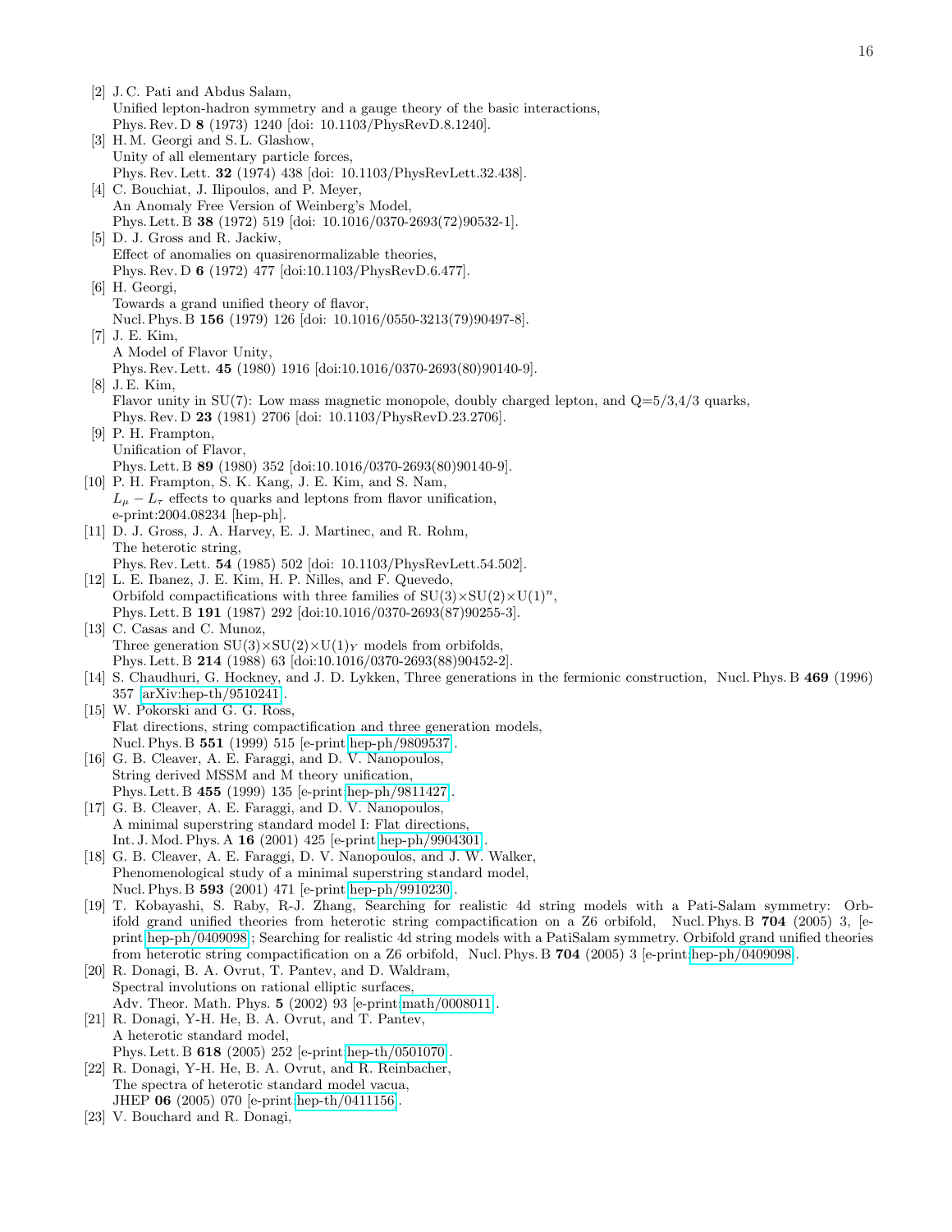[2] J. C. Pati and Abdus Salam,
Unified lepton-hadron symmetry and a gauge theory of the basic interactions,
Phys. Rev. D **8** (1973) 1240 [doi: 10.1103/PhysRevD.8.1240].

[3] H. M. Georgi and S. L. Glashow,
Unity of all elementary particle forces,
Phys. Rev. Lett. **32** (1974) 438 [doi: 10.1103/PhysRevLett.32.438].

[4] C. Bouchiat, J. Ilipoulos, and P. Meyer,
An Anomaly Free Version of Weinberg's Model,
Phys. Lett. B **38** (1972) 519 [doi: 10.1016/0370-2693(72)90532-1].

[5] D. J. Gross and R. Jackiw,
Effect of anomalies on quasirenormalizable theories,
Phys. Rev. D **6** (1972) 477 [doi:10.1103/PhysRevD.6.477].

[6] H. Georgi,
Towards a grand unified theory of flavor,
Nucl. Phys. B **156** (1979) 126 [doi: 10.1016/0550-3213(79)90497-8].

[7] J. E. Kim,
A Model of Flavor Unity,
Phys. Rev. Lett. **45** (1980) 1916 [doi:10.1016/0370-2693(80)90140-9].

[8] J. E. Kim,
Flavor unity in SU(7): Low mass magnetic monopole, doubly charged lepton, and Q=5/3,4/3 quarks,
Phys. Rev. D **23** (1981) 2706 [doi: 10.1103/PhysRevD.23.2706].

[9] P. H. Frampton,
Unification of Flavor,
Phys. Lett. B **89** (1980) 352 [doi:10.1016/0370-2693(80)90140-9].

[10] P. H. Frampton, S. K. Kang, J. E. Kim, and S. Nam,
$L_\mu - L_\tau$ effects to quarks and leptons from flavor unification,
e-print:2004.08234 [hep-ph].

[11] D. J. Gross, J. A. Harvey, E. J. Martinec, and R. Rohm,
The heterotic string,
Phys. Rev. Lett. **54** (1985) 502 [doi: 10.1103/PhysRevLett.54.502].

[12] L. E. Ibanez, J. E. Kim, H. P. Nilles, and F. Quevedo,
Orbifold compactifications with three families of SU(3)×SU(2)×U(1)$^n$,
Phys. Lett. B **191** (1987) 292 [doi:10.1016/0370-2693(87)90255-3].

[13] C. Casas and C. Munoz,
Three generation SU(3)×SU(2)×U(1)$_Y$ models from orbifolds,
Phys. Lett. B **214** (1988) 63 [doi:10.1016/0370-2693(88)90452-2].

[14] S. Chaudhuri, G. Hockney, and J. D. Lykken, Three generations in the fermionic construction, Nucl. Phys. B **469** (1996) 357 [arXiv:hep-th/9510241].

[15] W. Pokorski and G. G. Ross,
Flat directions, string compactification and three generation models,
Nucl. Phys. B **551** (1999) 515 [e-print:hep-ph/9809537].

[16] G. B. Cleaver, A. E. Faraggi, and D. V. Nanopoulos,
String derived MSSM and M theory unification,
Phys. Lett. B **455** (1999) 135 [e-print:hep-ph/9811427].

[17] G. B. Cleaver, A. E. Faraggi, and D. V. Nanopoulos,
A minimal superstring standard model I: Flat directions,
Int. J. Mod. Phys. A **16** (2001) 425 [e-print:hep-ph/9904301].

[18] G. B. Cleaver, A. E. Faraggi, D. V. Nanopoulos, and J. W. Walker,
Phenomenological study of a minimal superstring standard model,
Nucl. Phys. B **593** (2001) 471 [e-print:hep-ph/9910230].

[19] T. Kobayashi, S. Raby, R-J. Zhang, Searching for realistic 4d string models with a Pati-Salam symmetry: Orbifold grand unified theories from heterotic string compactification on a Z6 orbifold, Nucl. Phys. B **704** (2005) 3, [e-print:hep-ph/0409098]; Searching for realistic 4d string models with a PatiSalam symmetry. Orbifold grand unified theories from heterotic string compactification on a Z6 orbifold, Nucl. Phys. B **704** (2005) 3 [e-print:hep-ph/0409098].

[20] R. Donagi, B. A. Ovrut, T. Pantev, and D. Waldram,
Spectral involutions on rational elliptic surfaces,
Adv. Theor. Math. Phys. **5** (2002) 93 [e-print:math/0008011].

[21] R. Donagi, Y-H. He, B. A. Ovrut, and T. Pantev,
A heterotic standard model,
Phys. Lett. B **618** (2005) 252 [e-print:hep-th/0501070].

[22] R. Donagi, Y-H. He, B. A. Ovrut, and R. Reinbacher,
The spectra of heterotic standard model vacua,
JHEP **06** (2005) 070 [e-print:hep-th/0411156].

[23] V. Bouchard and R. Donagi,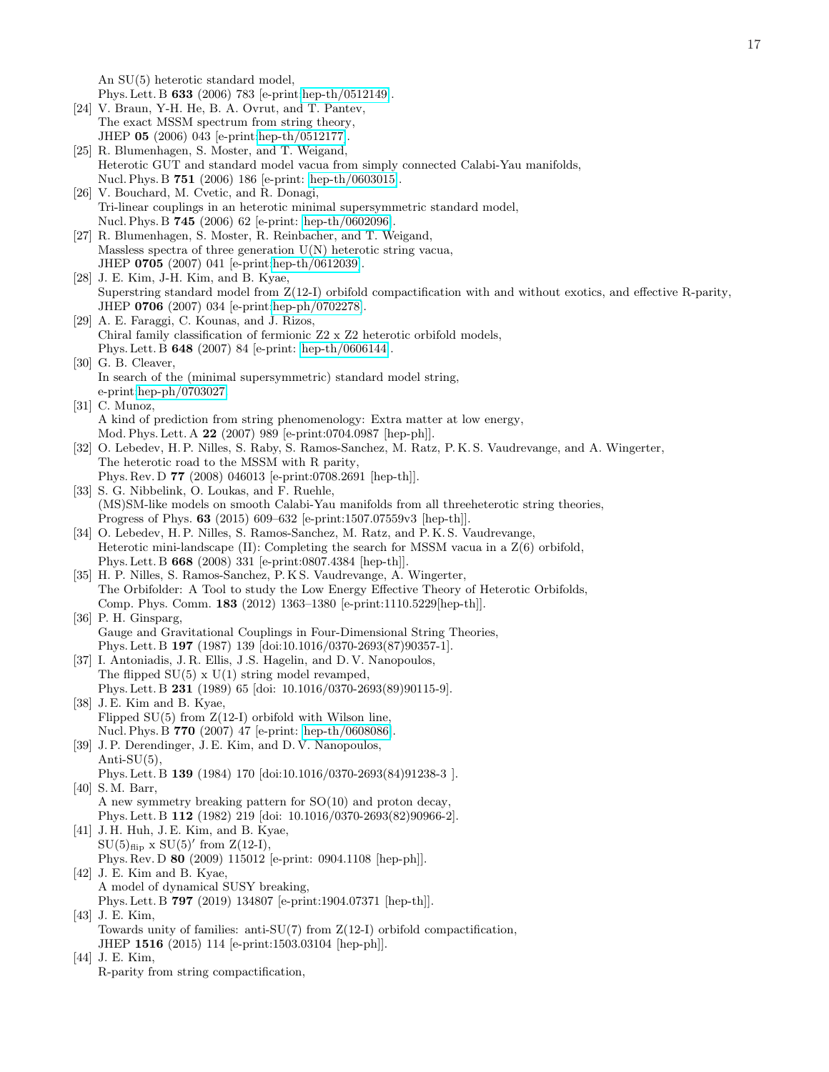An SU(5) heterotic standard model,
Phys. Lett. B **633** (2006) 783 [e-print:hep-th/0512149].

[24] V. Braun, Y-H. He, B. A. Ovrut, and T. Pantev,
The exact MSSM spectrum from string theory,
JHEP **05** (2006) 043 [e-print:hep-th/0512177].

[25] R. Blumenhagen, S. Moster, and T. Weigand,
Heterotic GUT and standard model vacua from simply connected Calabi-Yau manifolds,
Nucl. Phys. B **751** (2006) 186 [e-print: hep-th/0603015].

[26] V. Bouchard, M. Cvetic, and R. Donagi,
Tri-linear couplings in an heterotic minimal supersymmetric standard model,
Nucl. Phys. B **745** (2006) 62 [e-print: hep-th/0602096].

[27] R. Blumenhagen, S. Moster, R. Reinbacher, and T. Weigand,
Massless spectra of three generation U(N) heterotic string vacua,
JHEP **0705** (2007) 041 [e-print:hep-th/0612039].

[28] J. E. Kim, J-H. Kim, and B. Kyae,
Superstring standard model from Z(12-I) orbifold compactification with and without exotics, and effective R-parity,
JHEP **0706** (2007) 034 [e-print:hep-ph/0702278].

[29] A. E. Faraggi, C. Kounas, and J. Rizos,
Chiral family classification of fermionic Z2 x Z2 heterotic orbifold models,
Phys. Lett. B **648** (2007) 84 [e-print: hep-th/0606144].

[30] G. B. Cleaver,
In search of the (minimal supersymmetric) standard model string,
e-print:hep-ph/0703027.

[31] C. Munoz,
A kind of prediction from string phenomenology: Extra matter at low energy,
Mod. Phys. Lett. A **22** (2007) 989 [e-print:0704.0987 [hep-ph]].

[32] O. Lebedev, H. P. Nilles, S. Raby, S. Ramos-Sanchez, M. Ratz, P. K. S. Vaudrevange, and A. Wingerter,
The heterotic road to the MSSM with R parity,
Phys. Rev. D **77** (2008) 046013 [e-print:0708.2691 [hep-th]].

[33] S. G. Nibbelink, O. Loukas, and F. Ruehle,
(MS)SM-like models on smooth Calabi-Yau manifolds from all threeheterotic string theories,
Progress of Phys. **63** (2015) 609–632 [e-print:1507.07559v3 [hep-th]].

[34] O. Lebedev, H. P. Nilles, S. Ramos-Sanchez, M. Ratz, and P. K. S. Vaudrevange,
Heterotic mini-landscape (II): Completing the search for MSSM vacua in a Z(6) orbifold,
Phys. Lett. B **668** (2008) 331 [e-print:0807.4384 [hep-th]].

[35] H. P. Nilles, S. Ramos-Sanchez, P. K S. Vaudrevange, A. Wingerter,
The Orbifolder: A Tool to study the Low Energy Effective Theory of Heterotic Orbifolds,
Comp. Phys. Comm. **183** (2012) 1363–1380 [e-print:1110.5229[hep-th]].

[36] P. H. Ginsparg,
Gauge and Gravitational Couplings in Four-Dimensional String Theories,
Phys. Lett. B **197** (1987) 139 [doi:10.1016/0370-2693(87)90357-1].

[37] I. Antoniadis, J. R. Ellis, J .S. Hagelin, and D. V. Nanopoulos,
The flipped SU(5) x U(1) string model revamped,
Phys. Lett. B **231** (1989) 65 [doi: 10.1016/0370-2693(89)90115-9].

[38] J. E. Kim and B. Kyae,
Flipped SU(5) from Z(12-I) orbifold with Wilson line,
Nucl. Phys. B **770** (2007) 47 [e-print: hep-th/0608086].

[39] J. P. Derendinger, J. E. Kim, and D. V. Nanopoulos,
Anti-SU(5),
Phys. Lett. B **139** (1984) 170 [doi:10.1016/0370-2693(84)91238-3 ].

[40] S. M. Barr,
A new symmetry breaking pattern for SO(10) and proton decay,
Phys. Lett. B **112** (1982) 219 [doi: 10.1016/0370-2693(82)90966-2].

[41] J. H. Huh, J. E. Kim, and B. Kyae,
$\mathrm{SU(5)_{flip}} \times \mathrm{SU(5)'}$ from Z(12-I),
Phys. Rev. D **80** (2009) 115012 [e-print: 0904.1108 [hep-ph]].

[42] J. E. Kim and B. Kyae,
A model of dynamical SUSY breaking,
Phys. Lett. B **797** (2019) 134807 [e-print:1904.07371 [hep-th]].

[43] J. E. Kim,
Towards unity of families: anti-SU(7) from Z(12-I) orbifold compactification,
JHEP **1516** (2015) 114 [e-print:1503.03104 [hep-ph]].

[44] J. E. Kim,
R-parity from string compactification,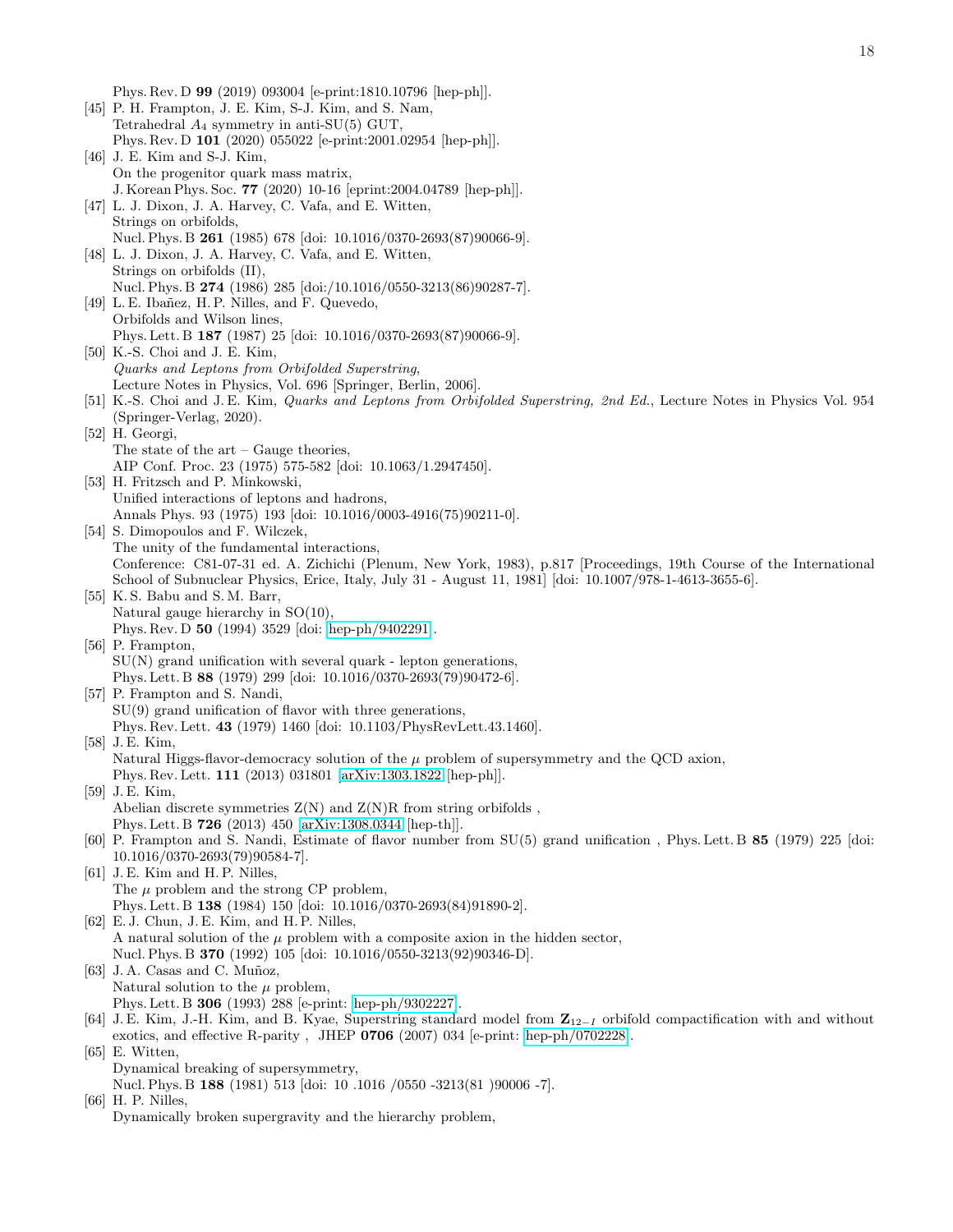Phys. Rev. D **99** (2019) 093004 [e-print:1810.10796 [hep-ph]].

[45] P. H. Frampton, J. E. Kim, S-J. Kim, and S. Nam,
Tetrahedral $A_4$ symmetry in anti-SU(5) GUT,
Phys. Rev. D **101** (2020) 055022 [e-print:2001.02954 [hep-ph]].

[46] J. E. Kim and S-J. Kim,
On the progenitor quark mass matrix,
J. Korean Phys. Soc. **77** (2020) 10-16 [eprint:2004.04789 [hep-ph]].

[47] L. J. Dixon, J. A. Harvey, C. Vafa, and E. Witten,
Strings on orbifolds,
Nucl. Phys. B **261** (1985) 678 [doi: 10.1016/0370-2693(87)90066-9].

[48] L. J. Dixon, J. A. Harvey, C. Vafa, and E. Witten,
Strings on orbifolds (II),
Nucl. Phys. B **274** (1986) 285 [doi:/10.1016/0550-3213(86)90287-7].

[49] L. E. Ibañez, H. P. Nilles, and F. Quevedo,
Orbifolds and Wilson lines,
Phys. Lett. B **187** (1987) 25 [doi: 10.1016/0370-2693(87)90066-9].

[50] K.-S. Choi and J. E. Kim,
*Quarks and Leptons from Orbifolded Superstring*,
Lecture Notes in Physics, Vol. 696 [Springer, Berlin, 2006].

[51] K.-S. Choi and J. E. Kim, *Quarks and Leptons from Orbifolded Superstring, 2nd Ed.*, Lecture Notes in Physics Vol. 954 (Springer-Verlag, 2020).

[52] H. Georgi,
The state of the art – Gauge theories,
AIP Conf. Proc. 23 (1975) 575-582 [doi: 10.1063/1.2947450].

[53] H. Fritzsch and P. Minkowski,
Unified interactions of leptons and hadrons,
Annals Phys. 93 (1975) 193 [doi: 10.1016/0003-4916(75)90211-0].

[54] S. Dimopoulos and F. Wilczek,
The unity of the fundamental interactions,
Conference: C81-07-31 ed. A. Zichichi (Plenum, New York, 1983), p.817 [Proceedings, 19th Course of the International School of Subnuclear Physics, Erice, Italy, July 31 - August 11, 1981] [doi: 10.1007/978-1-4613-3655-6].

[55] K. S. Babu and S. M. Barr,
Natural gauge hierarchy in SO(10),
Phys. Rev. D **50** (1994) 3529 [doi: hep-ph/9402291].

[56] P. Frampton,
SU(N) grand unification with several quark - lepton generations,
Phys. Lett. B **88** (1979) 299 [doi: 10.1016/0370-2693(79)90472-6].

[57] P. Frampton and S. Nandi,
SU(9) grand unification of flavor with three generations,
Phys. Rev. Lett. **43** (1979) 1460 [doi: 10.1103/PhysRevLett.43.1460].

[58] J. E. Kim,
Natural Higgs-flavor-democracy solution of the $\mu$ problem of supersymmetry and the QCD axion,
Phys. Rev. Lett. **111** (2013) 031801 [arXiv:1303.1822 [hep-ph]].

[59] J. E. Kim,
Abelian discrete symmetries Z(N) and Z(N)R from string orbifolds ,
Phys. Lett. B **726** (2013) 450 [arXiv:1308.0344 [hep-th]].

[60] P. Frampton and S. Nandi, Estimate of flavor number from SU(5) grand unification , Phys. Lett. B **85** (1979) 225 [doi: 10.1016/0370-2693(79)90584-7].

[61] J. E. Kim and H. P. Nilles,
The $\mu$ problem and the strong CP problem,
Phys. Lett. B **138** (1984) 150 [doi: 10.1016/0370-2693(84)91890-2].

[62] E. J. Chun, J. E. Kim, and H. P. Nilles,
A natural solution of the $\mu$ problem with a composite axion in the hidden sector,
Nucl. Phys. B **370** (1992) 105 [doi: 10.1016/0550-3213(92)90346-D].

[63] J. A. Casas and C. Muñoz,
Natural solution to the $\mu$ problem,
Phys. Lett. B **306** (1993) 288 [e-print: hep-ph/9302227].

[64] J. E. Kim, J.-H. Kim, and B. Kyae, Superstring standard model from $\mathbf{Z}_{12-I}$ orbifold compactification with and without exotics, and effective R-parity , JHEP **0706** (2007) 034 [e-print: hep-ph/0702228].

[65] E. Witten,
Dynamical breaking of supersymmetry,
Nucl. Phys. B **188** (1981) 513 [doi: 10 .1016 /0550 -3213(81 )90006 -7].

[66] H. P. Nilles,
Dynamically broken supergravity and the hierarchy problem,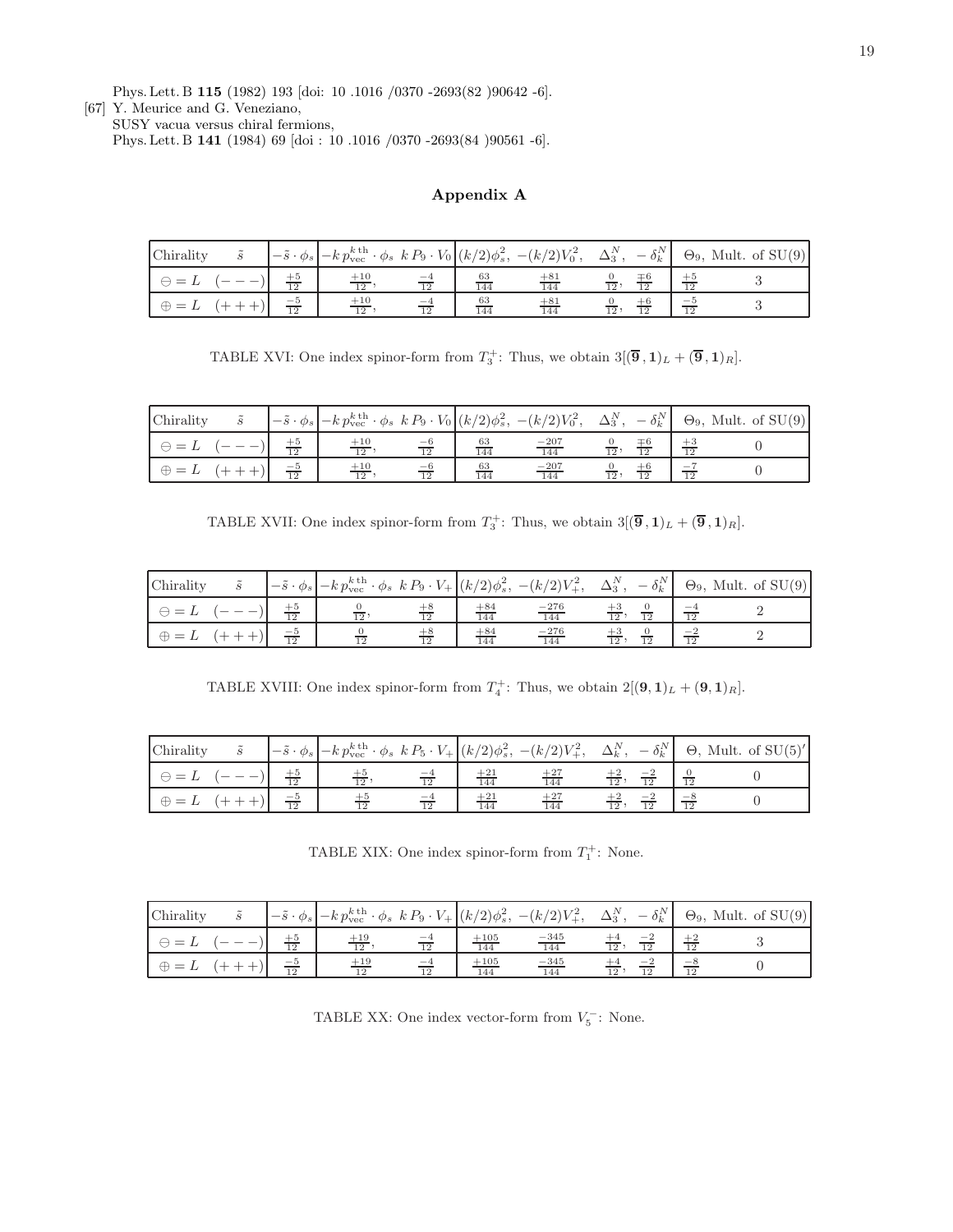Phys. Lett. B **115** (1982) 193 [doi: 10 .1016 /0370 -2693(82 )90642 -6].

[67] Y. Meurice and G. Veneziano,
SUSY vacua versus chiral fermions,
Phys. Lett. B **141** (1984) 69 [doi : 10 .1016 /0370 -2693(84 )90561 -6].

## Appendix A

| Chirality | $\tilde{s}$ | $-\tilde{s}\cdot\phi_s$ | $-k\,p_{\rm vec}^{k\,{\rm th}}\cdot\phi_s$ | $k\,P_9\cdot V_0$ | $(k/2)\phi_s^2$, | $-(k/2)V_0^2$, | $\Delta_3^N$, | $-\,\delta_k^N$ | $\Theta_9$, | Mult. of SU(9) |
|---|---|---|---|---|---|---|---|---|---|---|
| $\ominus=L$ | $(---)$ | $\frac{+5}{12}$ | $\frac{+10}{12}$, | $\frac{-4}{12}$ | $\frac{63}{144}$ | $\frac{+81}{144}$ | $\frac{0}{12}$, | $\frac{\mp 6}{12}$ | $\frac{+5}{12}$ | 3 |
| $\oplus=L$ | $(+++)$ | $\frac{-5}{12}$ | $\frac{+10}{12}$, | $\frac{-4}{12}$ | $\frac{63}{144}$ | $\frac{+81}{144}$ | $\frac{0}{12}$, | $\frac{+6}{12}$ | $\frac{-5}{12}$ | 3 |

TABLE XVI: One index spinor-form from $T_3^+$: Thus, we obtain $3[(\overline{\mathbf{9}}\,,\mathbf{1})_L+(\overline{\mathbf{9}}\,,\mathbf{1})_R]$.

| Chirality | $\tilde{s}$ | $-\tilde{s}\cdot\phi_s$ | $-k\,p_{\rm vec}^{k\,{\rm th}}\cdot\phi_s$ | $k\,P_9\cdot V_0$ | $(k/2)\phi_s^2$, | $-(k/2)V_0^2$, | $\Delta_3^N$, | $-\,\delta_k^N$ | $\Theta_9$, | Mult. of SU(9) |
|---|---|---|---|---|---|---|---|---|---|---|
| $\ominus=L$ | $(---)$ | $\frac{+5}{12}$ | $\frac{+10}{12}$, | $\frac{-6}{12}$ | $\frac{63}{144}$ | $\frac{-207}{144}$ | $\frac{0}{12}$, | $\frac{\mp 6}{12}$ | $\frac{+3}{12}$ | 0 |
| $\oplus=L$ | $(+++)$ | $\frac{-5}{12}$ | $\frac{+10}{12}$, | $\frac{-6}{12}$ | $\frac{63}{144}$ | $\frac{-207}{144}$ | $\frac{0}{12}$, | $\frac{+6}{12}$ | $\frac{-7}{12}$ | 0 |

TABLE XVII: One index spinor-form from $T_3^+$: Thus, we obtain $3[(\overline{\mathbf{9}}\,,\mathbf{1})_L+(\overline{\mathbf{9}}\,,\mathbf{1})_R]$.

| Chirality | $\tilde{s}$ | $-\tilde{s}\cdot\phi_s$ | $-k\,p_{\rm vec}^{k\,{\rm th}}\cdot\phi_s$ | $k\,P_9\cdot V_+$ | $(k/2)\phi_s^2$, | $-(k/2)V_+^2$, | $\Delta_3^N$, | $-\,\delta_k^N$ | $\Theta_9$, | Mult. of SU(9) |
|---|---|---|---|---|---|---|---|---|---|---|
| $\ominus=L$ | $(---)$ | $\frac{+5}{12}$ | $\frac{0}{12}$, | $\frac{+8}{12}$ | $\frac{+84}{144}$ | $\frac{-276}{144}$ | $\frac{+3}{12}$, | $\frac{0}{12}$ | $\frac{-4}{12}$ | 2 |
| $\oplus=L$ | $(+++)$ | $\frac{-5}{12}$ | $\frac{0}{12}$ | $\frac{+8}{12}$ | $\frac{+84}{144}$ | $\frac{-276}{144}$ | $\frac{+3}{12}$, | $\frac{0}{12}$ | $\frac{-2}{12}$ | 2 |

TABLE XVIII: One index spinor-form from $T_4^+$: Thus, we obtain $2[(\mathbf{9},\mathbf{1})_L+(\mathbf{9},\mathbf{1})_R]$.

| Chirality | $\tilde{s}$ | $-\tilde{s}\cdot\phi_s$ | $-k\,p_{\rm vec}^{k\,{\rm th}}\cdot\phi_s$ | $k\,P_5\cdot V_+$ | $(k/2)\phi_s^2$, | $-(k/2)V_+^2$, | $\Delta_k^N$, | $-\,\delta_k^N$ | $\Theta$, | Mult. of SU(5)$'$ |
|---|---|---|---|---|---|---|---|---|---|---|
| $\ominus=L$ | $(---)$ | $\frac{+5}{12}$ | $\frac{+5}{12}$, | $\frac{-4}{12}$ | $\frac{+21}{144}$ | $\frac{+27}{144}$ | $\frac{+2}{12}$, | $\frac{-2}{12}$ | $\frac{0}{12}$ | 0 |
| $\oplus=L$ | $(+++)$ | $\frac{-5}{12}$ | $\frac{+5}{12}$ | $\frac{-4}{12}$ | $\frac{+21}{144}$ | $\frac{+27}{144}$ | $\frac{+2}{12}$, | $\frac{-2}{12}$ | $\frac{-8}{12}$ | 0 |

TABLE XIX: One index spinor-form from $T_1^+$: None.

| Chirality | $\tilde{s}$ | $-\tilde{s}\cdot\phi_s$ | $-k\,p_{\rm vec}^{k\,{\rm th}}\cdot\phi_s$ | $k\,P_9\cdot V_+$ | $(k/2)\phi_s^2$, | $-(k/2)V_+^2$, | $\Delta_3^N$, | $-\,\delta_k^N$ | $\Theta_9$, | Mult. of SU(9) |
|---|---|---|---|---|---|---|---|---|---|---|
| $\ominus=L$ | $(---)$ | $\frac{+5}{12}$ | $\frac{+19}{12}$, | $\frac{-4}{12}$ | $\frac{+105}{144}$ | $\frac{-345}{144}$ | $\frac{+4}{12}$, | $\frac{-2}{12}$ | $\frac{+2}{12}$ | 3 |
| $\oplus=L$ | $(+++)$ | $\frac{-5}{12}$ | $\frac{+19}{12}$ | $\frac{-4}{12}$ | $\frac{+105}{144}$ | $\frac{-345}{144}$ | $\frac{+4}{12}$, | $\frac{-2}{12}$ | $\frac{-8}{12}$ | 0 |

TABLE XX: One index vector-form from $V_5^-$: None.